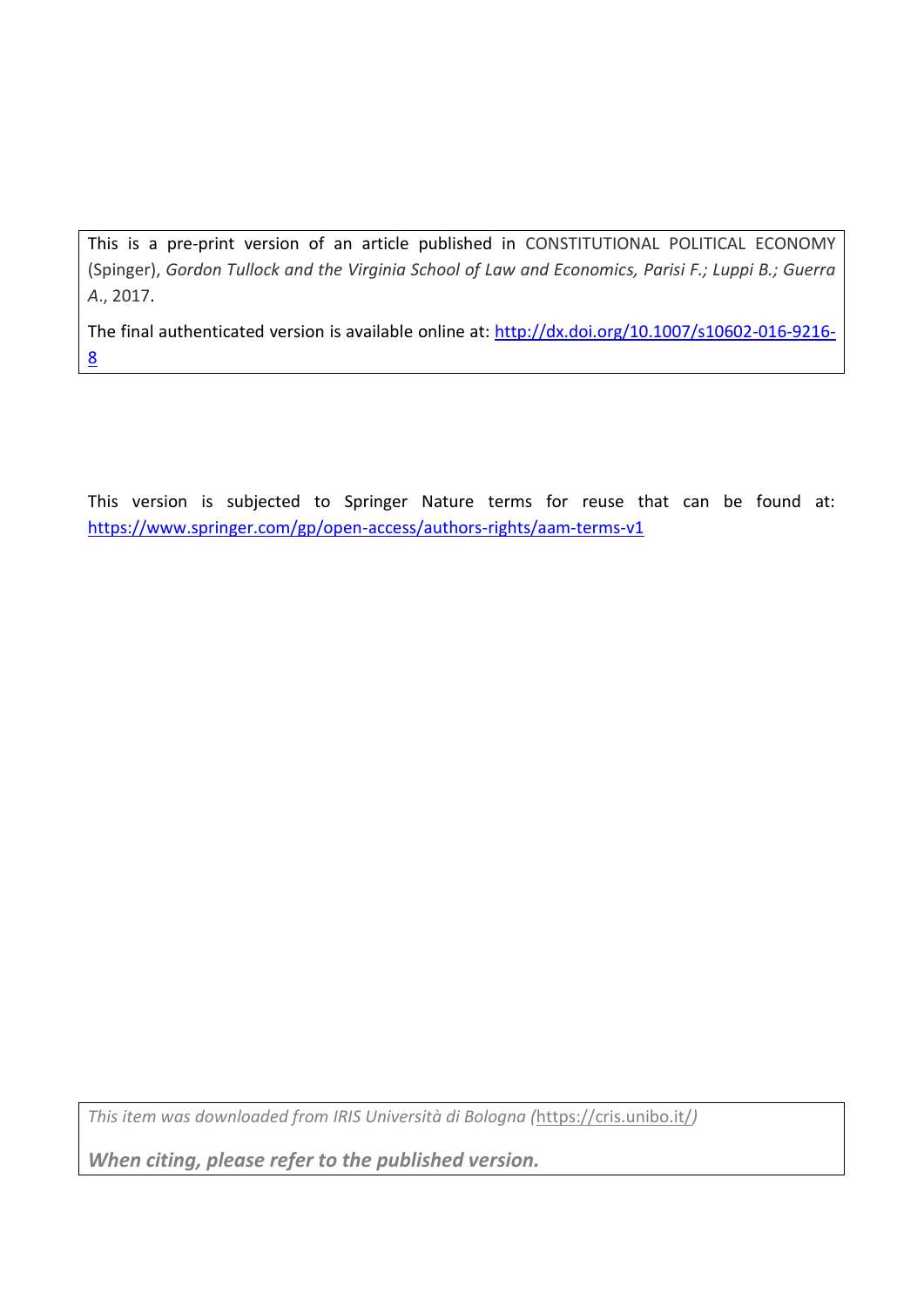This is a pre-print version of an article published in CONSTITUTIONAL POLITICAL ECONOMY (Spinger), *Gordon Tullock and the Virginia School of Law and Economics, Parisi F.; Luppi B.; Guerra A.*, 2017.

The final authenticated version is available online at: [http://dx.doi.org/10.1007/s10602-016-9216-8](http://dx.doi.org/10.1007/s10602-016-9216-8)

This version is subjected to Springer Nature terms for reuse that can be found at: [https://www.springer.com/gp/open-access/authors-rights/aam-terms-v1](https://www.springer.com/gp/open-access/authors-rights/aam-terms-v1)

*This item was downloaded from IRIS Università di Bologna (https://cris.unibo.it/)*

***When citing, please refer to the published version.***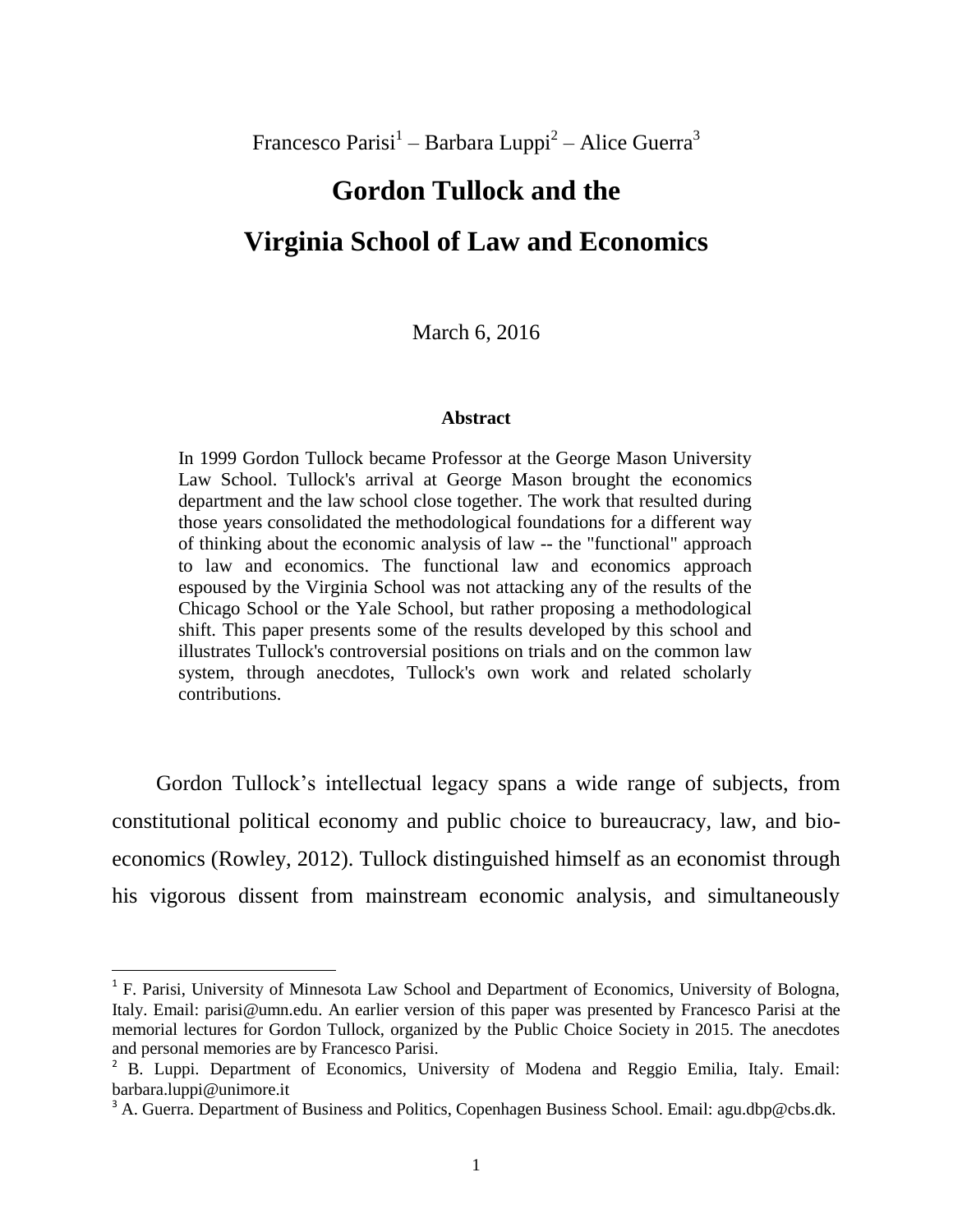Francesco Parisi[1] – Barbara Luppi[2] – Alice Guerra[3]

# Gordon Tullock and the Virginia School of Law and Economics

March 6, 2016

### Abstract

In 1999 Gordon Tullock became Professor at the George Mason University Law School. Tullock's arrival at George Mason brought the economics department and the law school close together. The work that resulted during those years consolidated the methodological foundations for a different way of thinking about the economic analysis of law -- the "functional" approach to law and economics. The functional law and economics approach espoused by the Virginia School was not attacking any of the results of the Chicago School or the Yale School, but rather proposing a methodological shift. This paper presents some of the results developed by this school and illustrates Tullock's controversial positions on trials and on the common law system, through anecdotes, Tullock's own work and related scholarly contributions.

Gordon Tullock's intellectual legacy spans a wide range of subjects, from constitutional political economy and public choice to bureaucracy, law, and bio-economics (Rowley, 2012). Tullock distinguished himself as an economist through his vigorous dissent from mainstream economic analysis, and simultaneously

---

[1] F. Parisi, University of Minnesota Law School and Department of Economics, University of Bologna, Italy. Email: parisi@umn.edu. An earlier version of this paper was presented by Francesco Parisi at the memorial lectures for Gordon Tullock, organized by the Public Choice Society in 2015. The anecdotes and personal memories are by Francesco Parisi.

[2] B. Luppi. Department of Economics, University of Modena and Reggio Emilia, Italy. Email: barbara.luppi@unimore.it

[3] A. Guerra. Department of Business and Politics, Copenhagen Business School. Email: agu.dbp@cbs.dk.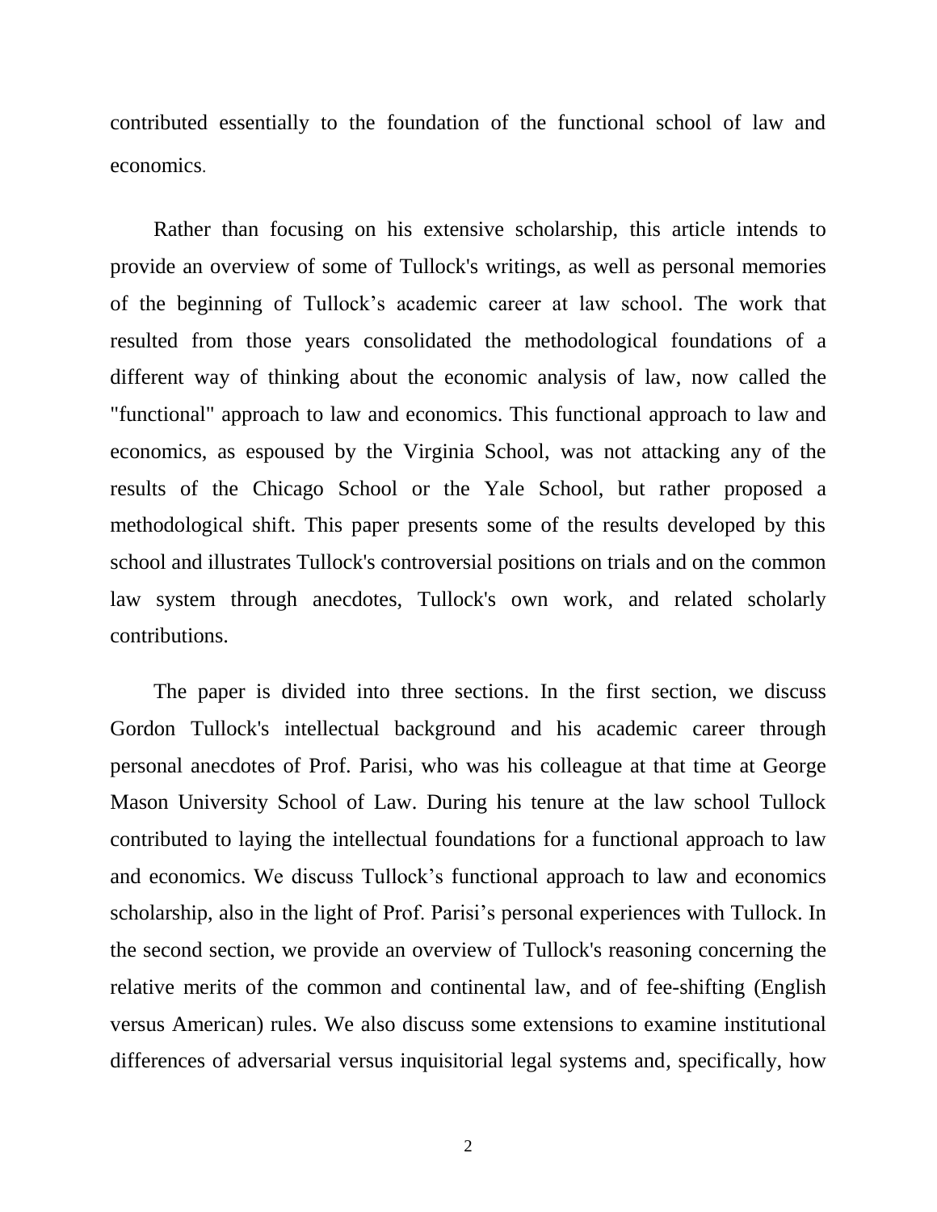contributed essentially to the foundation of the functional school of law and economics.

Rather than focusing on his extensive scholarship, this article intends to provide an overview of some of Tullock's writings, as well as personal memories of the beginning of Tullock’s academic career at law school. The work that resulted from those years consolidated the methodological foundations of a different way of thinking about the economic analysis of law, now called the "functional" approach to law and economics. This functional approach to law and economics, as espoused by the Virginia School, was not attacking any of the results of the Chicago School or the Yale School, but rather proposed a methodological shift. This paper presents some of the results developed by this school and illustrates Tullock's controversial positions on trials and on the common law system through anecdotes, Tullock's own work, and related scholarly contributions.

The paper is divided into three sections. In the first section, we discuss Gordon Tullock's intellectual background and his academic career through personal anecdotes of Prof. Parisi, who was his colleague at that time at George Mason University School of Law. During his tenure at the law school Tullock contributed to laying the intellectual foundations for a functional approach to law and economics. We discuss Tullock’s functional approach to law and economics scholarship, also in the light of Prof. Parisi’s personal experiences with Tullock. In the second section, we provide an overview of Tullock's reasoning concerning the relative merits of the common and continental law, and of fee-shifting (English versus American) rules. We also discuss some extensions to examine institutional differences of adversarial versus inquisitorial legal systems and, specifically, how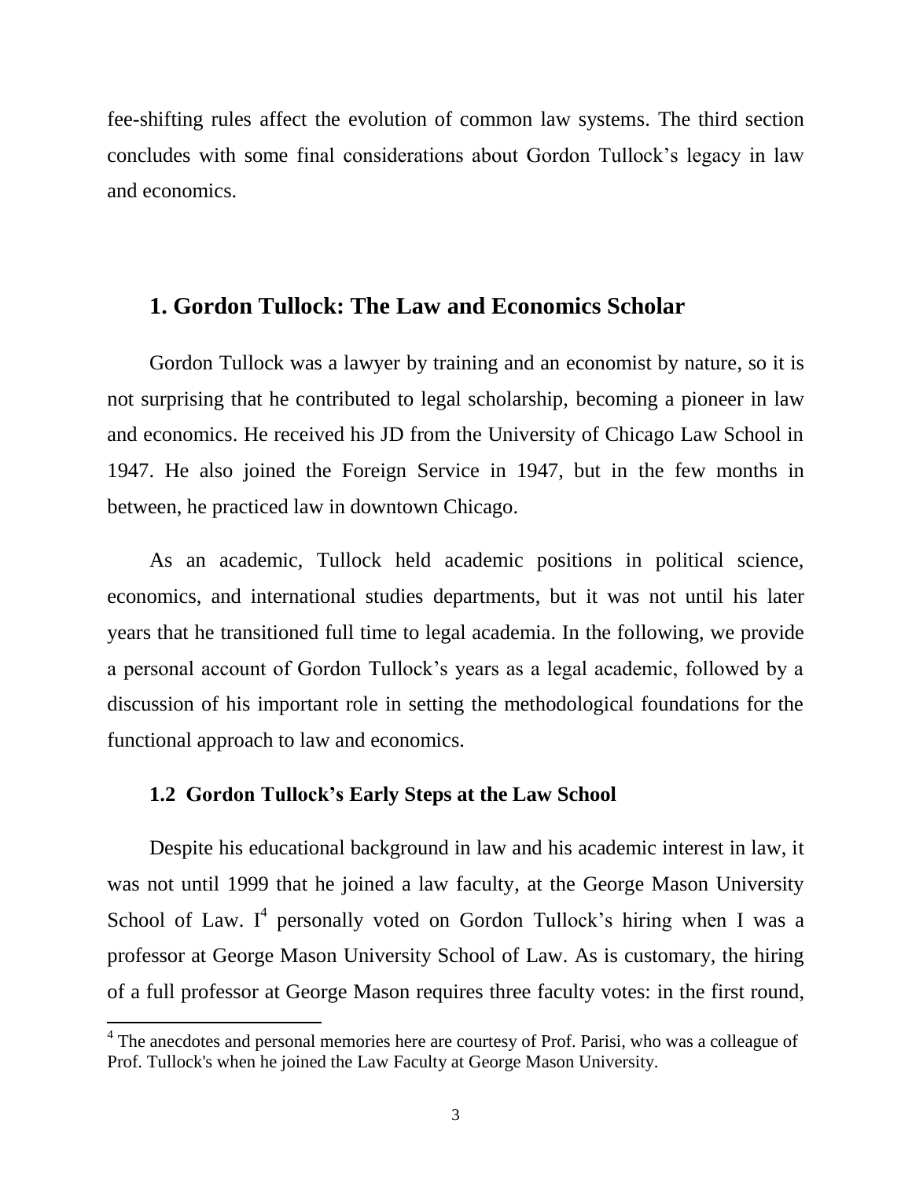fee-shifting rules affect the evolution of common law systems. The third section concludes with some final considerations about Gordon Tullock's legacy in law and economics.

## 1. Gordon Tullock: The Law and Economics Scholar

Gordon Tullock was a lawyer by training and an economist by nature, so it is not surprising that he contributed to legal scholarship, becoming a pioneer in law and economics. He received his JD from the University of Chicago Law School in 1947. He also joined the Foreign Service in 1947, but in the few months in between, he practiced law in downtown Chicago.

As an academic, Tullock held academic positions in political science, economics, and international studies departments, but it was not until his later years that he transitioned full time to legal academia. In the following, we provide a personal account of Gordon Tullock's years as a legal academic, followed by a discussion of his important role in setting the methodological foundations for the functional approach to law and economics.

### 1.2 Gordon Tullock's Early Steps at the Law School

Despite his educational background in law and his academic interest in law, it was not until 1999 that he joined a law faculty, at the George Mason University School of Law. I[4] personally voted on Gordon Tullock's hiring when I was a professor at George Mason University School of Law. As is customary, the hiring of a full professor at George Mason requires three faculty votes: in the first round,

[4] The anecdotes and personal memories here are courtesy of Prof. Parisi, who was a colleague of Prof. Tullock's when he joined the Law Faculty at George Mason University.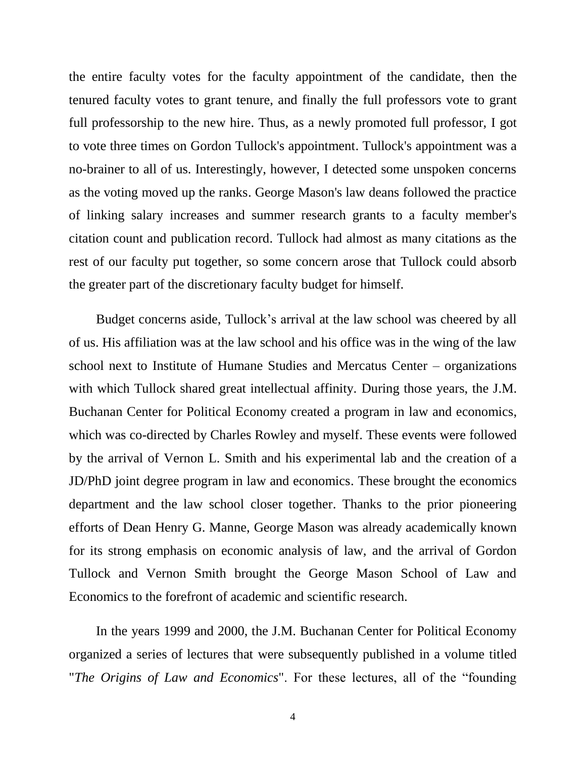the entire faculty votes for the faculty appointment of the candidate, then the tenured faculty votes to grant tenure, and finally the full professors vote to grant full professorship to the new hire. Thus, as a newly promoted full professor, I got to vote three times on Gordon Tullock's appointment. Tullock's appointment was a no-brainer to all of us. Interestingly, however, I detected some unspoken concerns as the voting moved up the ranks. George Mason's law deans followed the practice of linking salary increases and summer research grants to a faculty member's citation count and publication record. Tullock had almost as many citations as the rest of our faculty put together, so some concern arose that Tullock could absorb the greater part of the discretionary faculty budget for himself.

Budget concerns aside, Tullock's arrival at the law school was cheered by all of us. His affiliation was at the law school and his office was in the wing of the law school next to Institute of Humane Studies and Mercatus Center – organizations with which Tullock shared great intellectual affinity. During those years, the J.M. Buchanan Center for Political Economy created a program in law and economics, which was co-directed by Charles Rowley and myself. These events were followed by the arrival of Vernon L. Smith and his experimental lab and the creation of a JD/PhD joint degree program in law and economics. These brought the economics department and the law school closer together. Thanks to the prior pioneering efforts of Dean Henry G. Manne, George Mason was already academically known for its strong emphasis on economic analysis of law, and the arrival of Gordon Tullock and Vernon Smith brought the George Mason School of Law and Economics to the forefront of academic and scientific research.

In the years 1999 and 2000, the J.M. Buchanan Center for Political Economy organized a series of lectures that were subsequently published in a volume titled "*The Origins of Law and Economics*". For these lectures, all of the "founding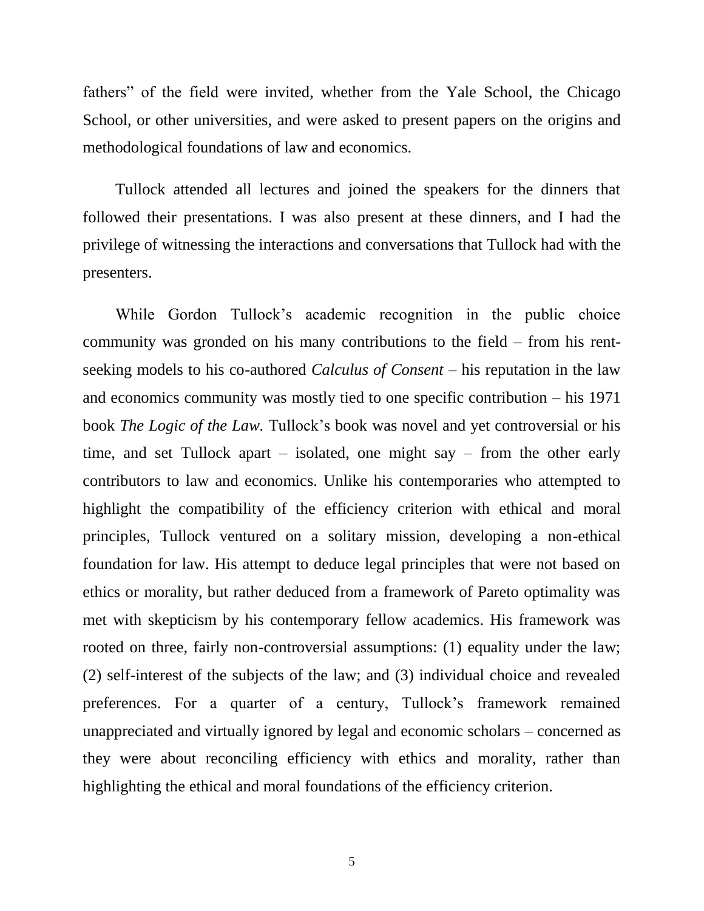fathers" of the field were invited, whether from the Yale School, the Chicago School, or other universities, and were asked to present papers on the origins and methodological foundations of law and economics.

Tullock attended all lectures and joined the speakers for the dinners that followed their presentations. I was also present at these dinners, and I had the privilege of witnessing the interactions and conversations that Tullock had with the presenters.

While Gordon Tullock's academic recognition in the public choice community was gronded on his many contributions to the field – from his rent-seeking models to his co-authored *Calculus of Consent* – his reputation in the law and economics community was mostly tied to one specific contribution – his 1971 book *The Logic of the Law.* Tullock's book was novel and yet controversial or his time, and set Tullock apart – isolated, one might say – from the other early contributors to law and economics. Unlike his contemporaries who attempted to highlight the compatibility of the efficiency criterion with ethical and moral principles, Tullock ventured on a solitary mission, developing a non-ethical foundation for law. His attempt to deduce legal principles that were not based on ethics or morality, but rather deduced from a framework of Pareto optimality was met with skepticism by his contemporary fellow academics. His framework was rooted on three, fairly non-controversial assumptions: (1) equality under the law; (2) self-interest of the subjects of the law; and (3) individual choice and revealed preferences. For a quarter of a century, Tullock's framework remained unappreciated and virtually ignored by legal and economic scholars – concerned as they were about reconciling efficiency with ethics and morality, rather than highlighting the ethical and moral foundations of the efficiency criterion.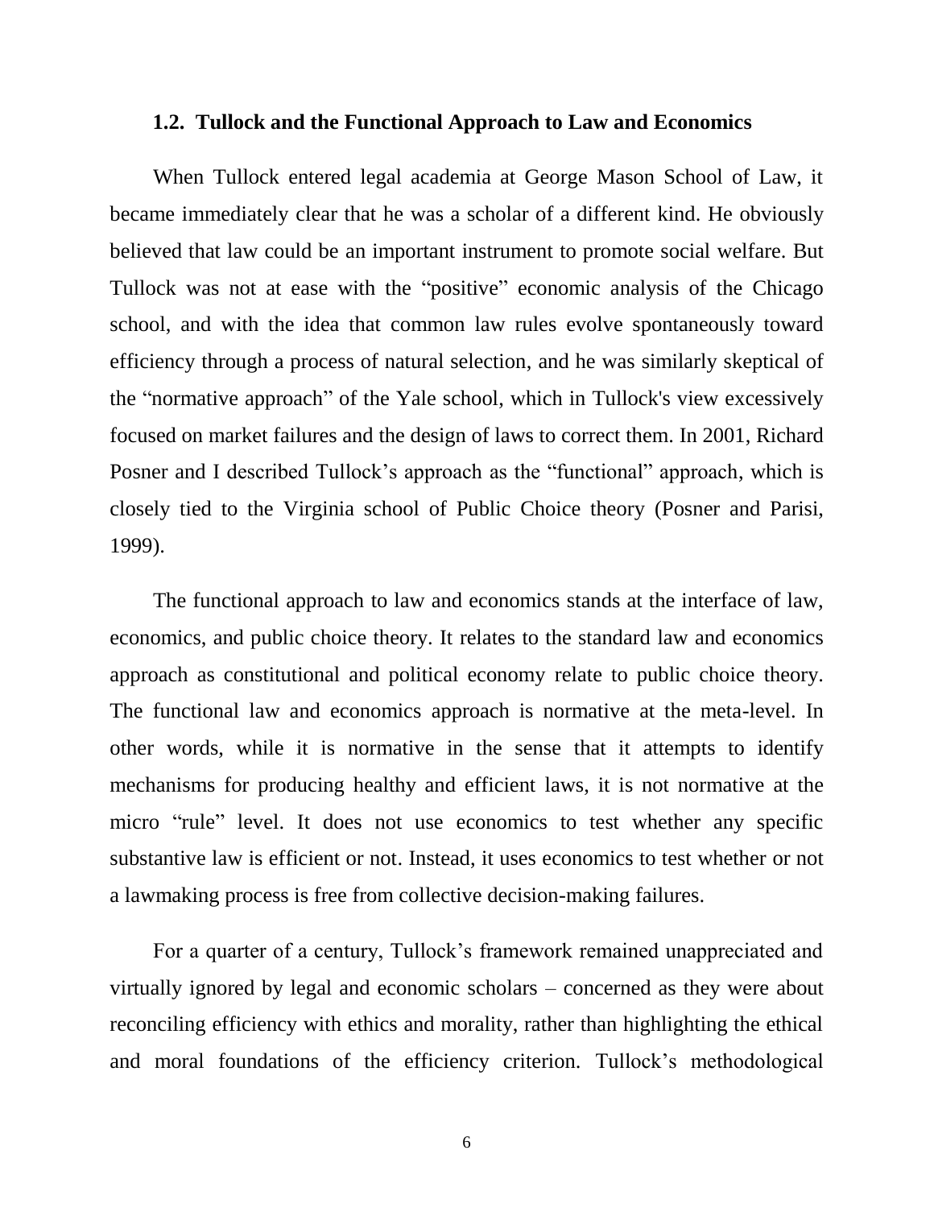### 1.2. Tullock and the Functional Approach to Law and Economics

When Tullock entered legal academia at George Mason School of Law, it became immediately clear that he was a scholar of a different kind. He obviously believed that law could be an important instrument to promote social welfare. But Tullock was not at ease with the "positive" economic analysis of the Chicago school, and with the idea that common law rules evolve spontaneously toward efficiency through a process of natural selection, and he was similarly skeptical of the "normative approach" of the Yale school, which in Tullock's view excessively focused on market failures and the design of laws to correct them. In 2001, Richard Posner and I described Tullock's approach as the "functional" approach, which is closely tied to the Virginia school of Public Choice theory (Posner and Parisi, 1999).

The functional approach to law and economics stands at the interface of law, economics, and public choice theory. It relates to the standard law and economics approach as constitutional and political economy relate to public choice theory. The functional law and economics approach is normative at the meta-level. In other words, while it is normative in the sense that it attempts to identify mechanisms for producing healthy and efficient laws, it is not normative at the micro "rule" level. It does not use economics to test whether any specific substantive law is efficient or not. Instead, it uses economics to test whether or not a lawmaking process is free from collective decision-making failures.

For a quarter of a century, Tullock's framework remained unappreciated and virtually ignored by legal and economic scholars – concerned as they were about reconciling efficiency with ethics and morality, rather than highlighting the ethical and moral foundations of the efficiency criterion. Tullock's methodological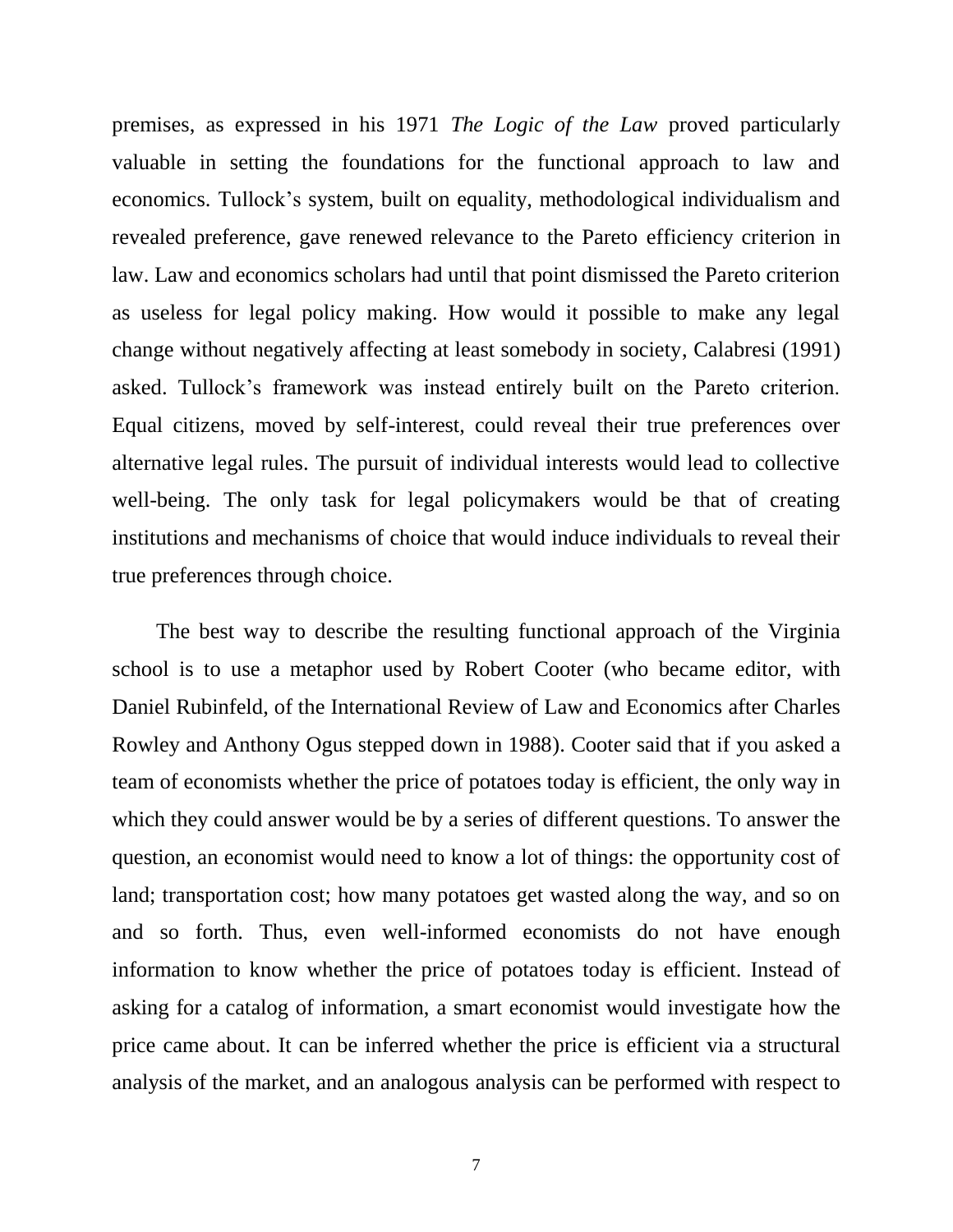premises, as expressed in his 1971 *The Logic of the Law* proved particularly valuable in setting the foundations for the functional approach to law and economics. Tullock's system, built on equality, methodological individualism and revealed preference, gave renewed relevance to the Pareto efficiency criterion in law. Law and economics scholars had until that point dismissed the Pareto criterion as useless for legal policy making. How would it possible to make any legal change without negatively affecting at least somebody in society, Calabresi (1991) asked. Tullock's framework was instead entirely built on the Pareto criterion. Equal citizens, moved by self-interest, could reveal their true preferences over alternative legal rules. The pursuit of individual interests would lead to collective well-being. The only task for legal policymakers would be that of creating institutions and mechanisms of choice that would induce individuals to reveal their true preferences through choice.

The best way to describe the resulting functional approach of the Virginia school is to use a metaphor used by Robert Cooter (who became editor, with Daniel Rubinfeld, of the International Review of Law and Economics after Charles Rowley and Anthony Ogus stepped down in 1988). Cooter said that if you asked a team of economists whether the price of potatoes today is efficient, the only way in which they could answer would be by a series of different questions. To answer the question, an economist would need to know a lot of things: the opportunity cost of land; transportation cost; how many potatoes get wasted along the way, and so on and so forth. Thus, even well-informed economists do not have enough information to know whether the price of potatoes today is efficient. Instead of asking for a catalog of information, a smart economist would investigate how the price came about. It can be inferred whether the price is efficient via a structural analysis of the market, and an analogous analysis can be performed with respect to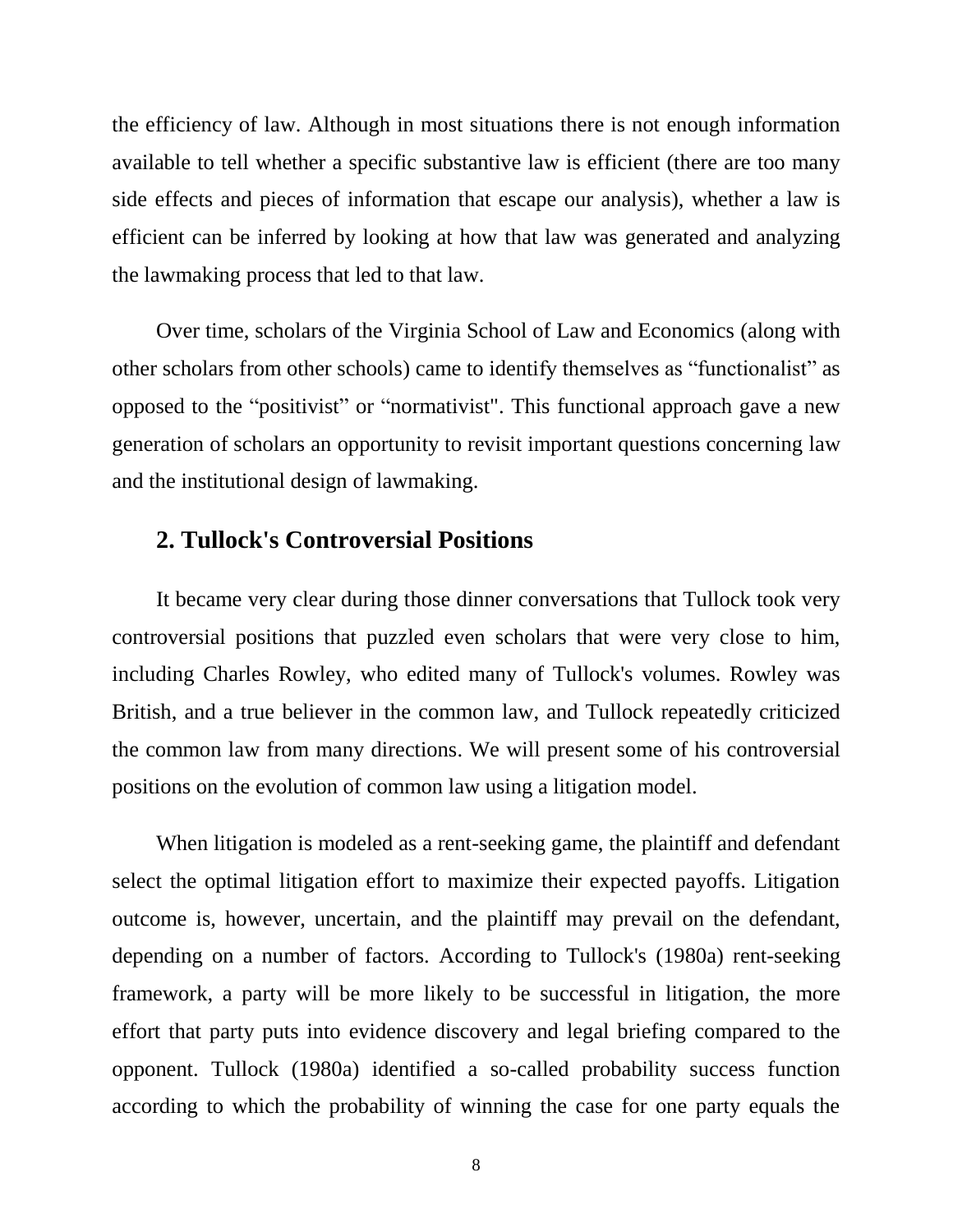the efficiency of law. Although in most situations there is not enough information available to tell whether a specific substantive law is efficient (there are too many side effects and pieces of information that escape our analysis), whether a law is efficient can be inferred by looking at how that law was generated and analyzing the lawmaking process that led to that law.

Over time, scholars of the Virginia School of Law and Economics (along with other scholars from other schools) came to identify themselves as "functionalist" as opposed to the "positivist" or "normativist". This functional approach gave a new generation of scholars an opportunity to revisit important questions concerning law and the institutional design of lawmaking.

## 2. Tullock's Controversial Positions

It became very clear during those dinner conversations that Tullock took very controversial positions that puzzled even scholars that were very close to him, including Charles Rowley, who edited many of Tullock's volumes. Rowley was British, and a true believer in the common law, and Tullock repeatedly criticized the common law from many directions. We will present some of his controversial positions on the evolution of common law using a litigation model.

When litigation is modeled as a rent-seeking game, the plaintiff and defendant select the optimal litigation effort to maximize their expected payoffs. Litigation outcome is, however, uncertain, and the plaintiff may prevail on the defendant, depending on a number of factors. According to Tullock's (1980a) rent-seeking framework, a party will be more likely to be successful in litigation, the more effort that party puts into evidence discovery and legal briefing compared to the opponent. Tullock (1980a) identified a so-called probability success function according to which the probability of winning the case for one party equals the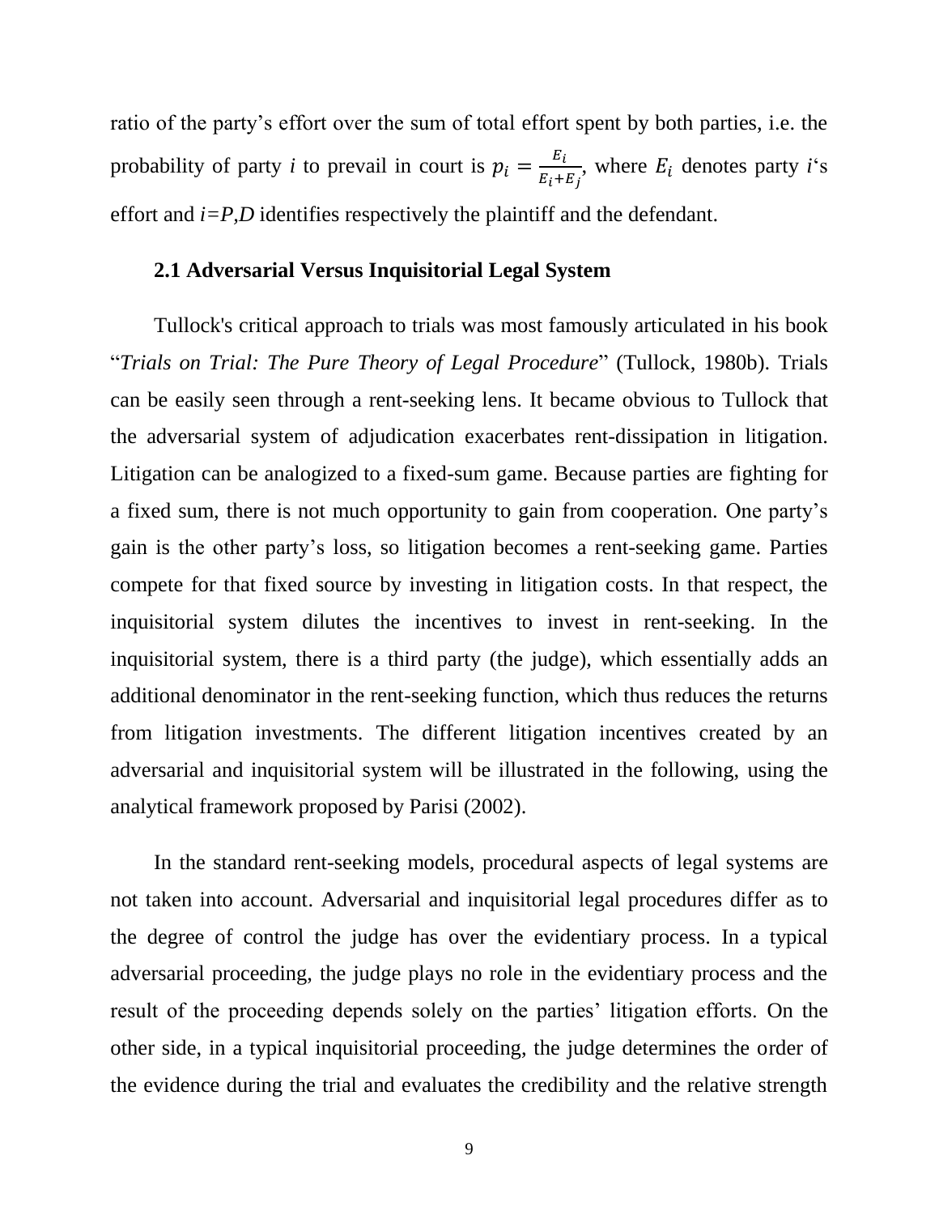ratio of the party's effort over the sum of total effort spent by both parties, i.e. the probability of party *i* to prevail in court is $p_i = \frac{E_i}{E_i + E_j}$, where $E_i$ denotes party *i*'s effort and *i=P,D* identifies respectively the plaintiff and the defendant.

### 2.1 Adversarial Versus Inquisitorial Legal System

Tullock's critical approach to trials was most famously articulated in his book "*Trials on Trial: The Pure Theory of Legal Procedure*" (Tullock, 1980b). Trials can be easily seen through a rent-seeking lens. It became obvious to Tullock that the adversarial system of adjudication exacerbates rent-dissipation in litigation. Litigation can be analogized to a fixed-sum game. Because parties are fighting for a fixed sum, there is not much opportunity to gain from cooperation. One party's gain is the other party's loss, so litigation becomes a rent-seeking game. Parties compete for that fixed source by investing in litigation costs. In that respect, the inquisitorial system dilutes the incentives to invest in rent-seeking. In the inquisitorial system, there is a third party (the judge), which essentially adds an additional denominator in the rent-seeking function, which thus reduces the returns from litigation investments. The different litigation incentives created by an adversarial and inquisitorial system will be illustrated in the following, using the analytical framework proposed by Parisi (2002).

In the standard rent-seeking models, procedural aspects of legal systems are not taken into account. Adversarial and inquisitorial legal procedures differ as to the degree of control the judge has over the evidentiary process. In a typical adversarial proceeding, the judge plays no role in the evidentiary process and the result of the proceeding depends solely on the parties' litigation efforts. On the other side, in a typical inquisitorial proceeding, the judge determines the order of the evidence during the trial and evaluates the credibility and the relative strength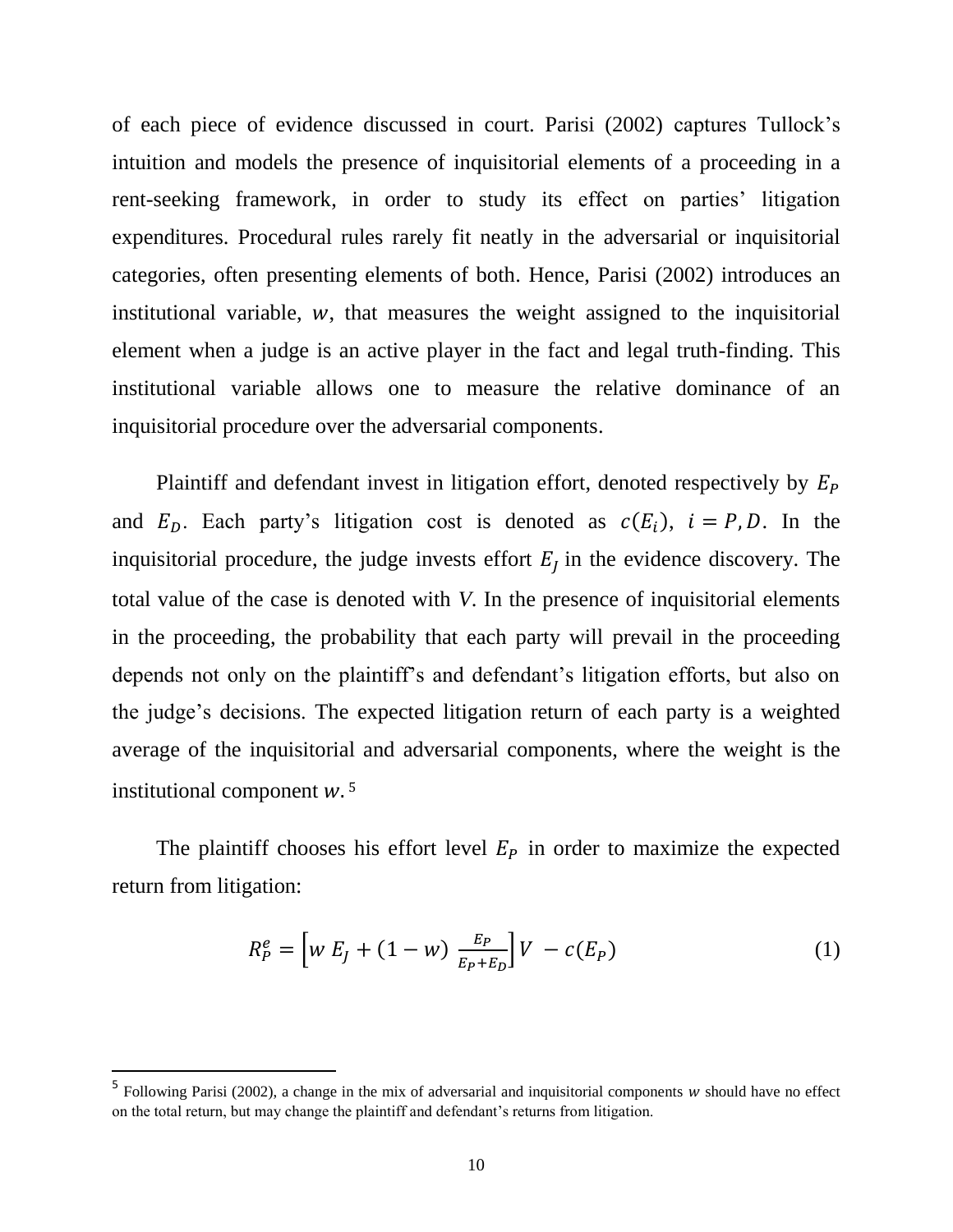of each piece of evidence discussed in court. Parisi (2002) captures Tullock's intuition and models the presence of inquisitorial elements of a proceeding in a rent-seeking framework, in order to study its effect on parties' litigation expenditures. Procedural rules rarely fit neatly in the adversarial or inquisitorial categories, often presenting elements of both. Hence, Parisi (2002) introduces an institutional variable, $w$, that measures the weight assigned to the inquisitorial element when a judge is an active player in the fact and legal truth-finding. This institutional variable allows one to measure the relative dominance of an inquisitorial procedure over the adversarial components.

Plaintiff and defendant invest in litigation effort, denoted respectively by $E_P$ and $E_D$. Each party's litigation cost is denoted as $c(E_i)$, $i = P, D$. In the inquisitorial procedure, the judge invests effort $E_J$ in the evidence discovery. The total value of the case is denoted with $V$. In the presence of inquisitorial elements in the proceeding, the probability that each party will prevail in the proceeding depends not only on the plaintiff's and defendant's litigation efforts, but also on the judge's decisions. The expected litigation return of each party is a weighted average of the inquisitorial and adversarial components, where the weight is the institutional component $w$.[5]

The plaintiff chooses his effort level $E_P$ in order to maximize the expected return from litigation:

$$R_P^e = \left[w\ E_J + (1-w)\ \frac{E_P}{E_P+E_D}\right]V\ - c(E_P) \tag{1}$$

[5] Following Parisi (2002), a change in the mix of adversarial and inquisitorial components $w$ should have no effect on the total return, but may change the plaintiff and defendant's returns from litigation.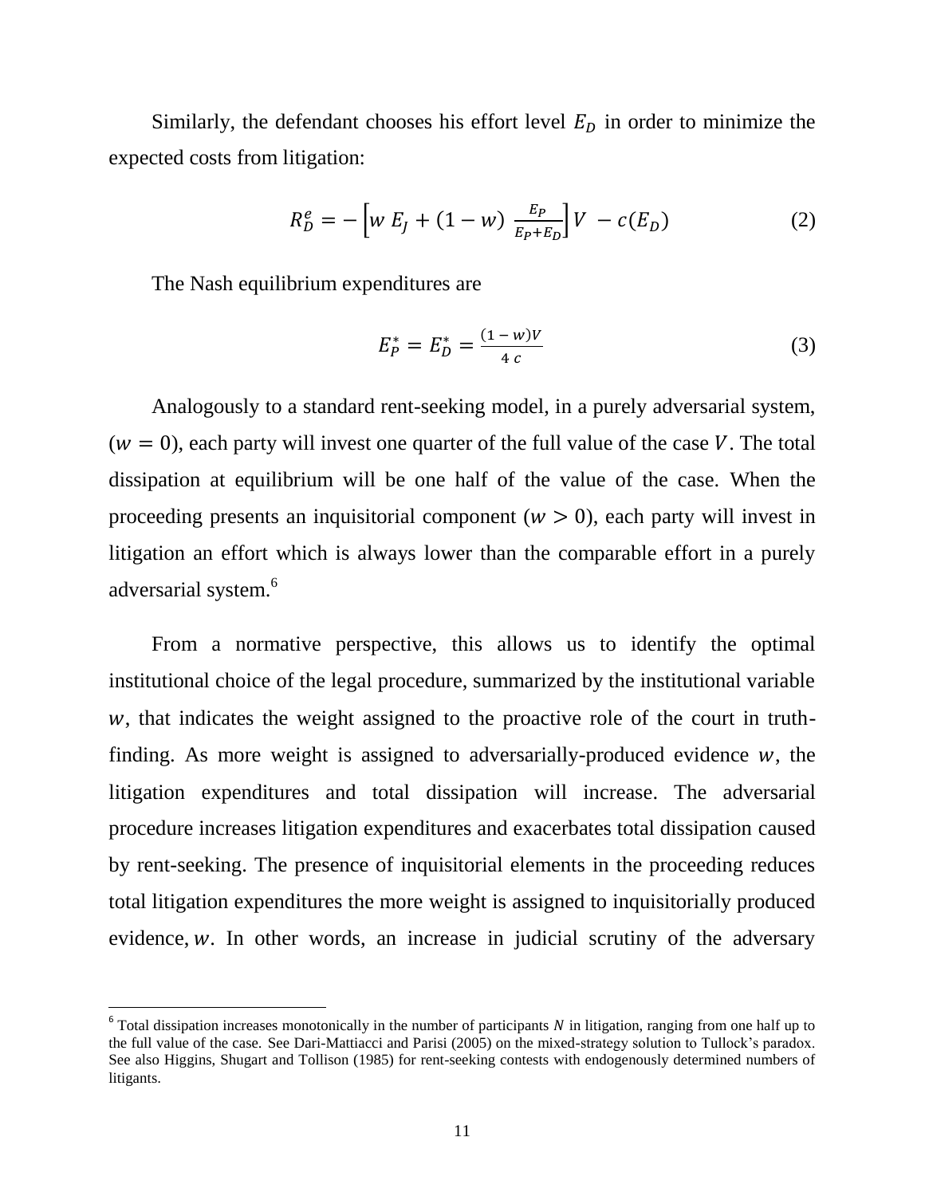Similarly, the defendant chooses his effort level $E_D$ in order to minimize the expected costs from litigation:

$$R_D^e = -\left[w\, E_J + (1-w)\,\frac{E_P}{E_P+E_D}\right] V \;- c(E_D) \tag{2}$$

The Nash equilibrium expenditures are

$$E_P^* = E_D^* = \frac{(1-w)V}{4\,c} \tag{3}$$

Analogously to a standard rent-seeking model, in a purely adversarial system, ($w = 0$), each party will invest one quarter of the full value of the case $V$. The total dissipation at equilibrium will be one half of the value of the case. When the proceeding presents an inquisitorial component ($w > 0$), each party will invest in litigation an effort which is always lower than the comparable effort in a purely adversarial system.[6]

From a normative perspective, this allows us to identify the optimal institutional choice of the legal procedure, summarized by the institutional variable $w$, that indicates the weight assigned to the proactive role of the court in truth-finding. As more weight is assigned to adversarially-produced evidence $w$, the litigation expenditures and total dissipation will increase. The adversarial procedure increases litigation expenditures and exacerbates total dissipation caused by rent-seeking. The presence of inquisitorial elements in the proceeding reduces total litigation expenditures the more weight is assigned to inquisitorially produced evidence, $w$. In other words, an increase in judicial scrutiny of the adversary

[6] Total dissipation increases monotonically in the number of participants $N$ in litigation, ranging from one half up to the full value of the case. See Dari-Mattiacci and Parisi (2005) on the mixed-strategy solution to Tullock's paradox. See also Higgins, Shugart and Tollison (1985) for rent-seeking contests with endogenously determined numbers of litigants.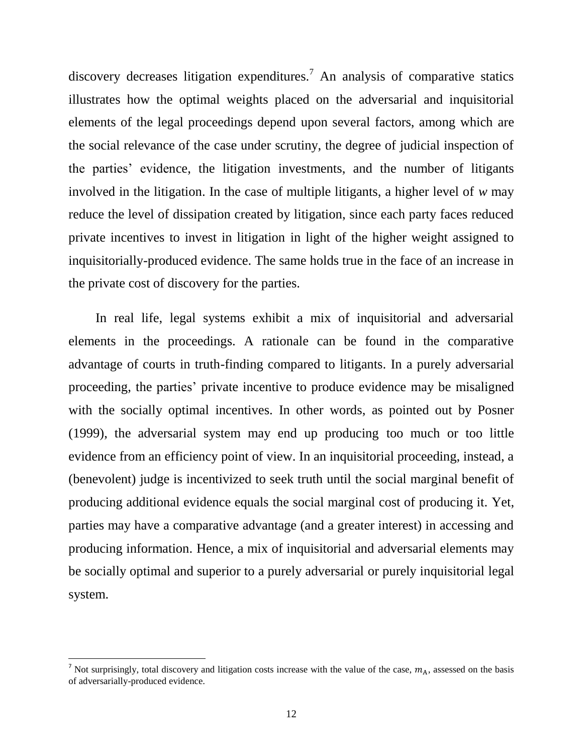discovery decreases litigation expenditures.[7] An analysis of comparative statics illustrates how the optimal weights placed on the adversarial and inquisitorial elements of the legal proceedings depend upon several factors, among which are the social relevance of the case under scrutiny, the degree of judicial inspection of the parties' evidence, the litigation investments, and the number of litigants involved in the litigation. In the case of multiple litigants, a higher level of $w$ may reduce the level of dissipation created by litigation, since each party faces reduced private incentives to invest in litigation in light of the higher weight assigned to inquisitorially-produced evidence. The same holds true in the face of an increase in the private cost of discovery for the parties.

In real life, legal systems exhibit a mix of inquisitorial and adversarial elements in the proceedings. A rationale can be found in the comparative advantage of courts in truth-finding compared to litigants. In a purely adversarial proceeding, the parties' private incentive to produce evidence may be misaligned with the socially optimal incentives. In other words, as pointed out by Posner (1999), the adversarial system may end up producing too much or too little evidence from an efficiency point of view. In an inquisitorial proceeding, instead, a (benevolent) judge is incentivized to seek truth until the social marginal benefit of producing additional evidence equals the social marginal cost of producing it. Yet, parties may have a comparative advantage (and a greater interest) in accessing and producing information. Hence, a mix of inquisitorial and adversarial elements may be socially optimal and superior to a purely adversarial or purely inquisitorial legal system.

---

[7] Not surprisingly, total discovery and litigation costs increase with the value of the case, $m_A$, assessed on the basis of adversarially-produced evidence.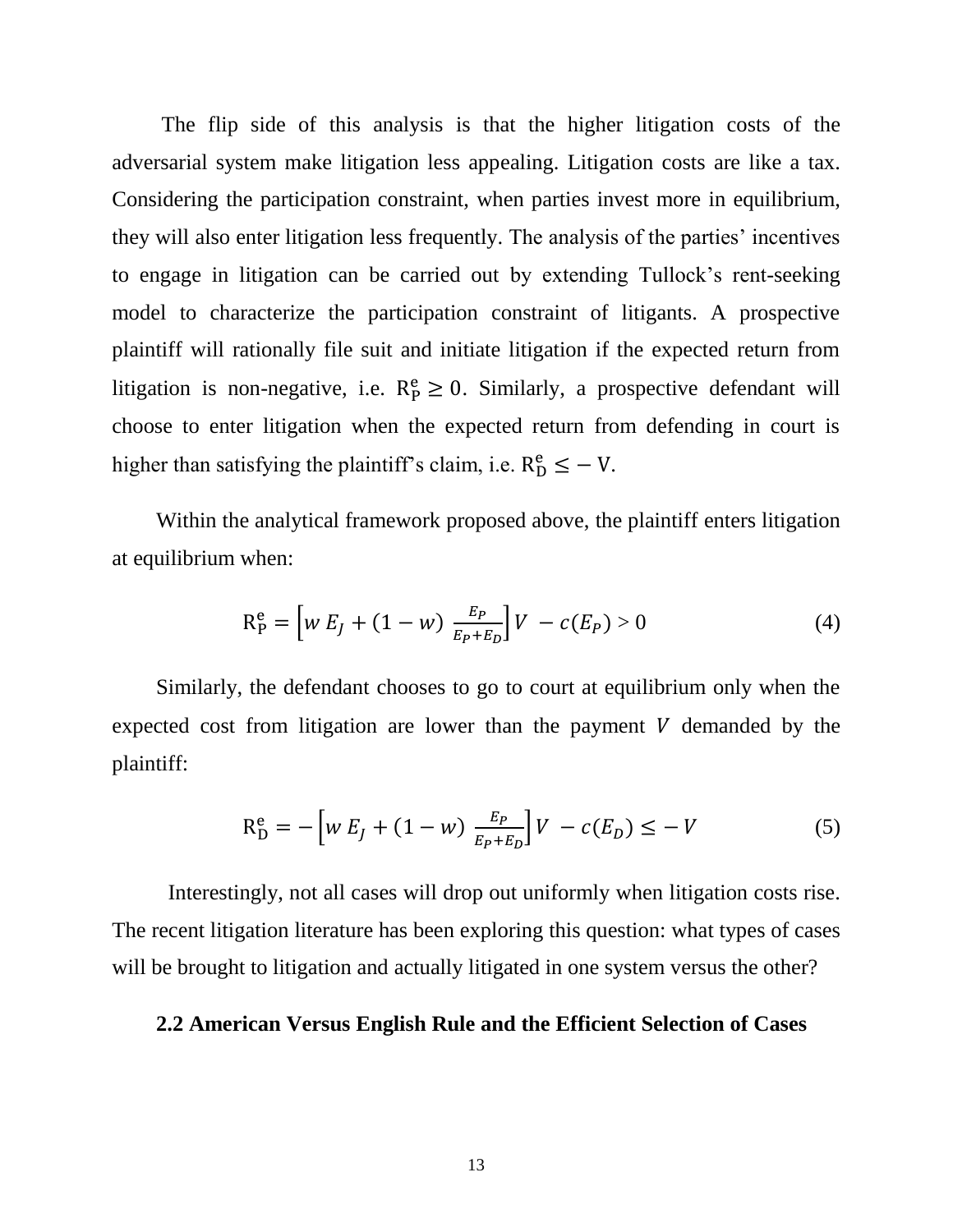The flip side of this analysis is that the higher litigation costs of the adversarial system make litigation less appealing. Litigation costs are like a tax. Considering the participation constraint, when parties invest more in equilibrium, they will also enter litigation less frequently. The analysis of the parties' incentives to engage in litigation can be carried out by extending Tullock's rent-seeking model to characterize the participation constraint of litigants. A prospective plaintiff will rationally file suit and initiate litigation if the expected return from litigation is non-negative, i.e. $\mathrm{R_P^e} \geq 0$. Similarly, a prospective defendant will choose to enter litigation when the expected return from defending in court is higher than satisfying the plaintiff's claim, i.e. $\mathrm{R_D^e} \leq -\mathrm{V}$.

Within the analytical framework proposed above, the plaintiff enters litigation at equilibrium when:

$$\mathrm{R_P^e} = \left[w\, E_J + (1-w)\, \frac{E_P}{E_P + E_D}\right] V \; - c(E_P) > 0 \tag{4}$$

Similarly, the defendant chooses to go to court at equilibrium only when the expected cost from litigation are lower than the payment $V$ demanded by the plaintiff:

$$\mathrm{R_D^e} = -\left[w\, E_J + (1-w)\, \frac{E_P}{E_P + E_D}\right] V \; - c(E_D) \leq -V \tag{5}$$

Interestingly, not all cases will drop out uniformly when litigation costs rise. The recent litigation literature has been exploring this question: what types of cases will be brought to litigation and actually litigated in one system versus the other?

### 2.2 American Versus English Rule and the Efficient Selection of Cases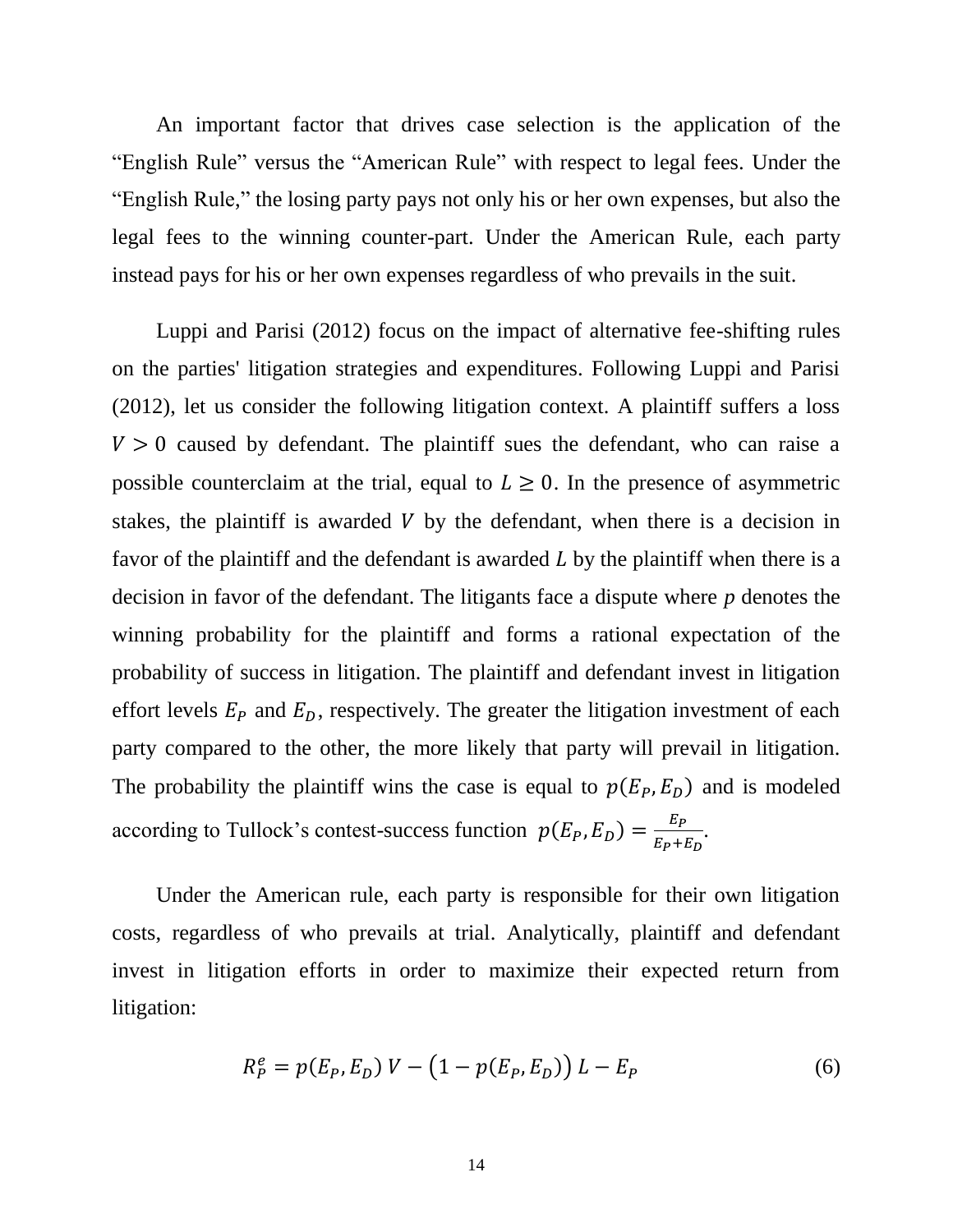An important factor that drives case selection is the application of the "English Rule" versus the "American Rule" with respect to legal fees. Under the "English Rule," the losing party pays not only his or her own expenses, but also the legal fees to the winning counter-part. Under the American Rule, each party instead pays for his or her own expenses regardless of who prevails in the suit.

Luppi and Parisi (2012) focus on the impact of alternative fee-shifting rules on the parties' litigation strategies and expenditures. Following Luppi and Parisi (2012), let us consider the following litigation context. A plaintiff suffers a loss $V > 0$ caused by defendant. The plaintiff sues the defendant, who can raise a possible counterclaim at the trial, equal to $L \geq 0$. In the presence of asymmetric stakes, the plaintiff is awarded $V$ by the defendant, when there is a decision in favor of the plaintiff and the defendant is awarded $L$ by the plaintiff when there is a decision in favor of the defendant. The litigants face a dispute where $p$ denotes the winning probability for the plaintiff and forms a rational expectation of the probability of success in litigation. The plaintiff and defendant invest in litigation effort levels $E_P$ and $E_D$, respectively. The greater the litigation investment of each party compared to the other, the more likely that party will prevail in litigation. The probability the plaintiff wins the case is equal to $p(E_P, E_D)$ and is modeled according to Tullock's contest-success function $p(E_P, E_D) = \frac{E_P}{E_P + E_D}$.

Under the American rule, each party is responsible for their own litigation costs, regardless of who prevails at trial. Analytically, plaintiff and defendant invest in litigation efforts in order to maximize their expected return from litigation:

$$R_P^e = p(E_P, E_D)\, V - \big(1 - p(E_P, E_D)\big)\, L - E_P \tag{6}$$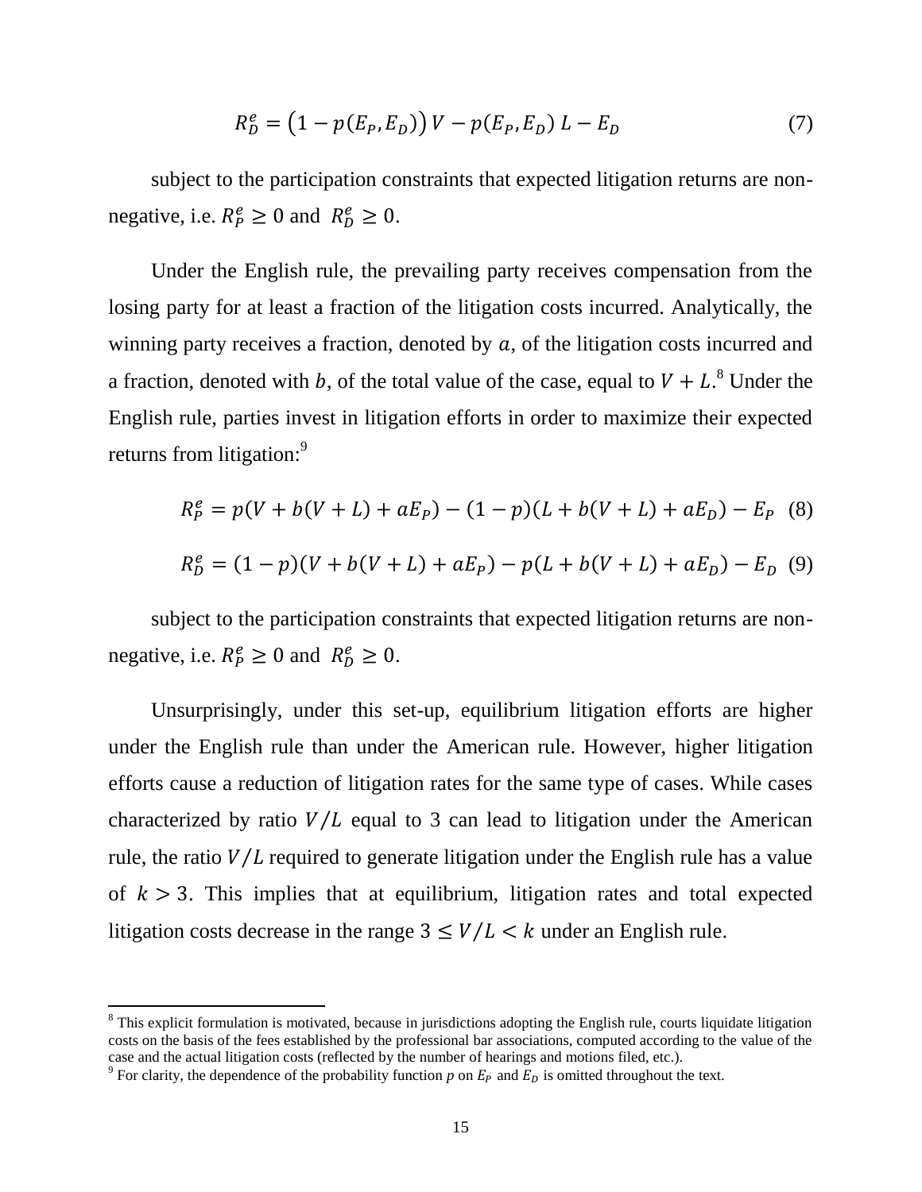$$R_D^e = \left(1 - p(E_P, E_D)\right) V - p(E_P, E_D)\, L - E_D \tag{7}$$

subject to the participation constraints that expected litigation returns are non-negative, i.e. $R_P^e \geq 0$ and $R_D^e \geq 0$.

Under the English rule, the prevailing party receives compensation from the losing party for at least a fraction of the litigation costs incurred. Analytically, the winning party receives a fraction, denoted by $a$, of the litigation costs incurred and a fraction, denoted with $b$, of the total value of the case, equal to $V + L$.[8] Under the English rule, parties invest in litigation efforts in order to maximize their expected returns from litigation:[9]

$$R_P^e = p(V + b(V + L) + aE_P) - (1 - p)(L + b(V + L) + aE_D) - E_P \tag{8}$$

$$R_D^e = (1 - p)(V + b(V + L) + aE_P) - p(L + b(V + L) + aE_D) - E_D \tag{9}$$

subject to the participation constraints that expected litigation returns are non-negative, i.e. $R_P^e \geq 0$ and $R_D^e \geq 0$.

Unsurprisingly, under this set-up, equilibrium litigation efforts are higher under the English rule than under the American rule. However, higher litigation efforts cause a reduction of litigation rates for the same type of cases. While cases characterized by ratio $V/L$ equal to 3 can lead to litigation under the American rule, the ratio $V/L$ required to generate litigation under the English rule has a value of $k > 3$. This implies that at equilibrium, litigation rates and total expected litigation costs decrease in the range $3 \leq V/L < k$ under an English rule.

[8] This explicit formulation is motivated, because in jurisdictions adopting the English rule, courts liquidate litigation costs on the basis of the fees established by the professional bar associations, computed according to the value of the case and the actual litigation costs (reflected by the number of hearings and motions filed, etc.).

[9] For clarity, the dependence of the probability function $p$ on $E_P$ and $E_D$ is omitted throughout the text.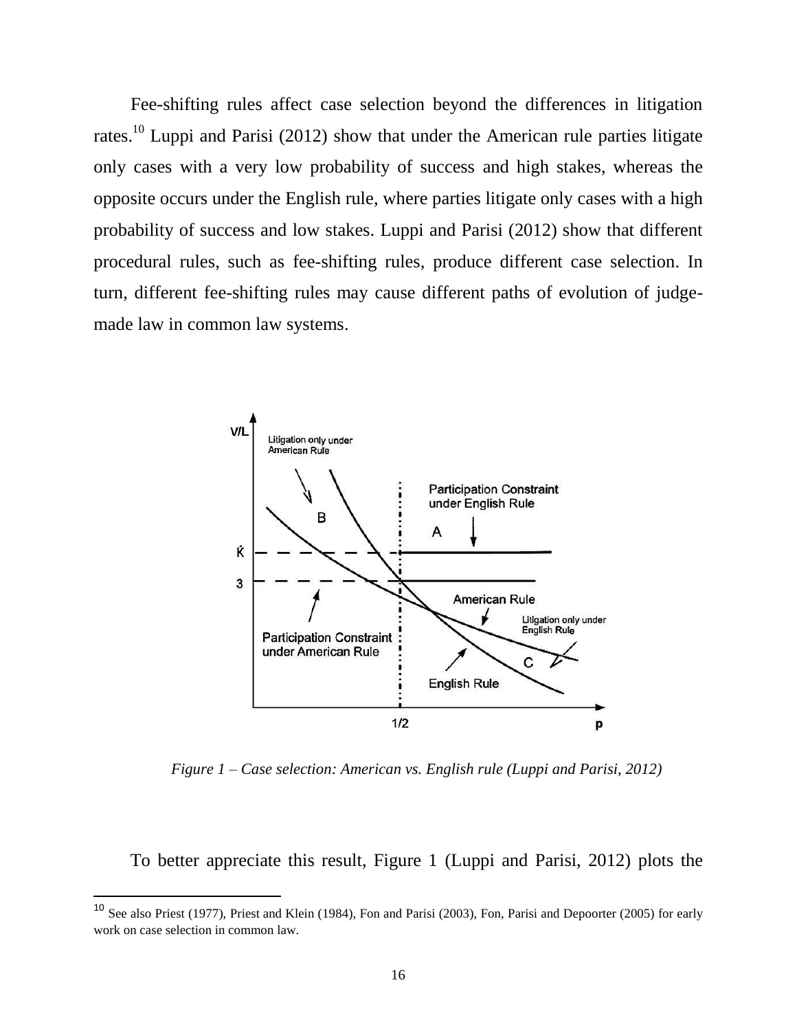Fee-shifting rules affect case selection beyond the differences in litigation rates.[10] Luppi and Parisi (2012) show that under the American rule parties litigate only cases with a very low probability of success and high stakes, whereas the opposite occurs under the English rule, where parties litigate only cases with a high probability of success and low stakes. Luppi and Parisi (2012) show that different procedural rules, such as fee-shifting rules, produce different case selection. In turn, different fee-shifting rules may cause different paths of evolution of judge-made law in common law systems.

*Figure 1 – Case selection: American vs. English rule (Luppi and Parisi, 2012)*

To better appreciate this result, Figure 1 (Luppi and Parisi, 2012) plots the

[10] See also Priest (1977), Priest and Klein (1984), Fon and Parisi (2003), Fon, Parisi and Depoorter (2005) for early work on case selection in common law.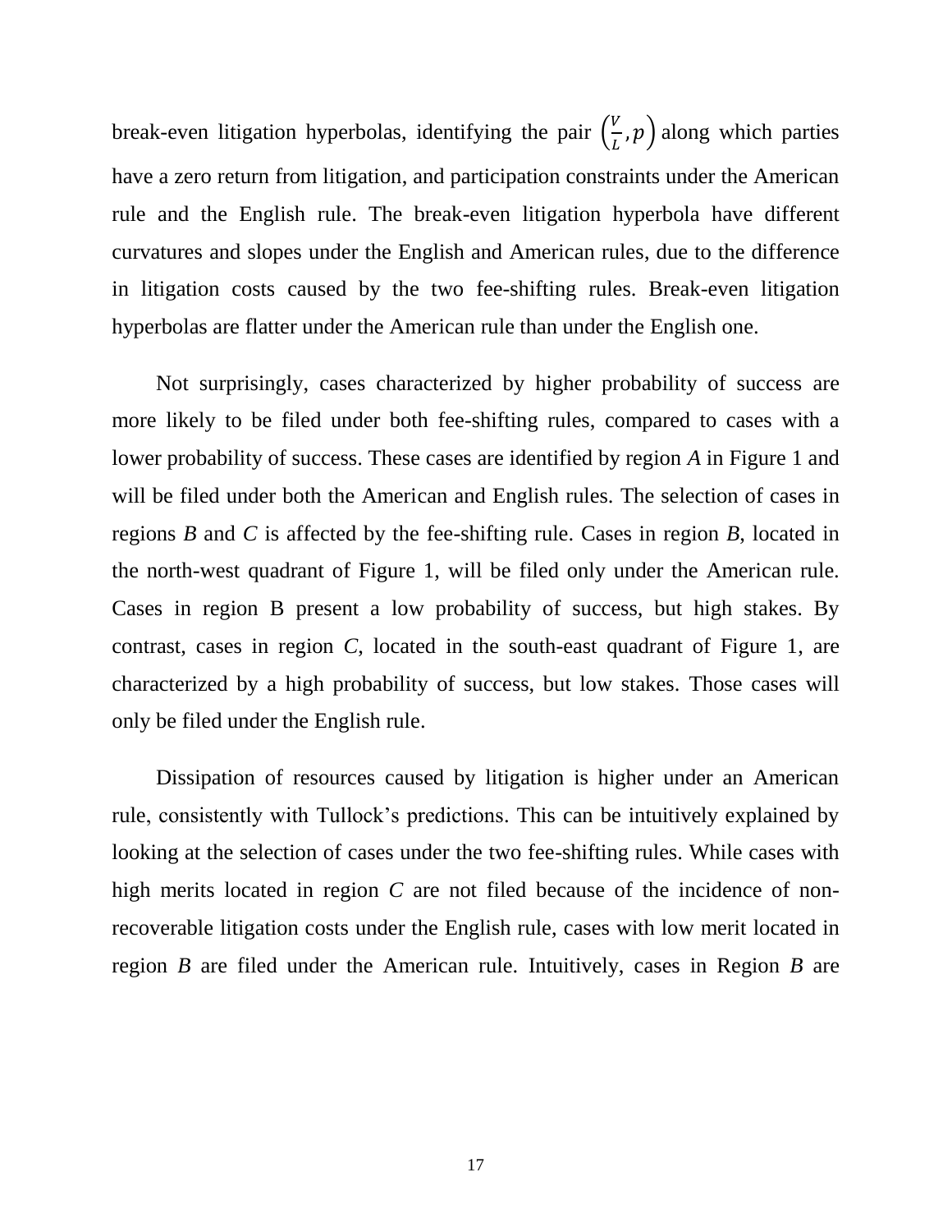break-even litigation hyperbolas, identifying the pair $\left(\frac{V}{L}, p\right)$ along which parties have a zero return from litigation, and participation constraints under the American rule and the English rule. The break-even litigation hyperbola have different curvatures and slopes under the English and American rules, due to the difference in litigation costs caused by the two fee-shifting rules. Break-even litigation hyperbolas are flatter under the American rule than under the English one.

Not surprisingly, cases characterized by higher probability of success are more likely to be filed under both fee-shifting rules, compared to cases with a lower probability of success. These cases are identified by region *A* in Figure 1 and will be filed under both the American and English rules. The selection of cases in regions *B* and *C* is affected by the fee-shifting rule. Cases in region *B*, located in the north-west quadrant of Figure 1, will be filed only under the American rule. Cases in region B present a low probability of success, but high stakes. By contrast, cases in region *C*, located in the south-east quadrant of Figure 1, are characterized by a high probability of success, but low stakes. Those cases will only be filed under the English rule.

Dissipation of resources caused by litigation is higher under an American rule, consistently with Tullock's predictions. This can be intuitively explained by looking at the selection of cases under the two fee-shifting rules. While cases with high merits located in region *C* are not filed because of the incidence of non-recoverable litigation costs under the English rule, cases with low merit located in region *B* are filed under the American rule. Intuitively, cases in Region *B* are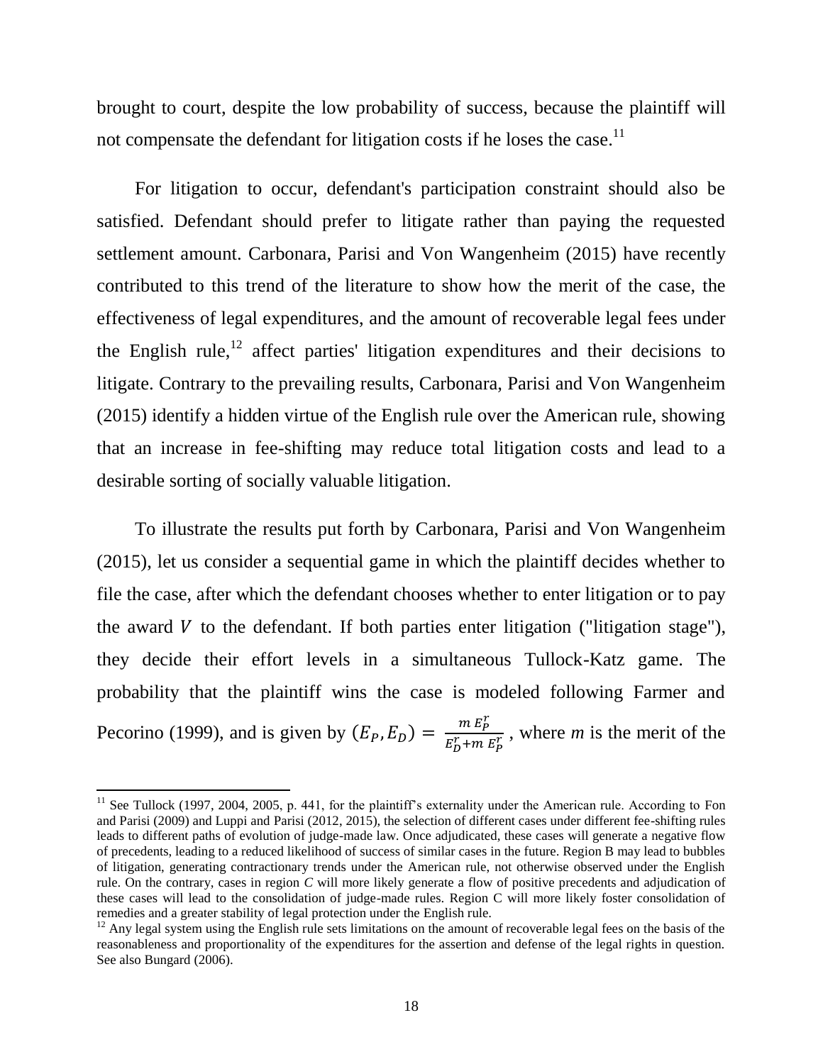brought to court, despite the low probability of success, because the plaintiff will not compensate the defendant for litigation costs if he loses the case.[11]

For litigation to occur, defendant's participation constraint should also be satisfied. Defendant should prefer to litigate rather than paying the requested settlement amount. Carbonara, Parisi and Von Wangenheim (2015) have recently contributed to this trend of the literature to show how the merit of the case, the effectiveness of legal expenditures, and the amount of recoverable legal fees under the English rule,[12] affect parties' litigation expenditures and their decisions to litigate. Contrary to the prevailing results, Carbonara, Parisi and Von Wangenheim (2015) identify a hidden virtue of the English rule over the American rule, showing that an increase in fee-shifting may reduce total litigation costs and lead to a desirable sorting of socially valuable litigation.

To illustrate the results put forth by Carbonara, Parisi and Von Wangenheim (2015), let us consider a sequential game in which the plaintiff decides whether to file the case, after which the defendant chooses whether to enter litigation or to pay the award $V$ to the defendant. If both parties enter litigation ("litigation stage"), they decide their effort levels in a simultaneous Tullock-Katz game. The probability that the plaintiff wins the case is modeled following Farmer and Pecorino (1999), and is given by $(E_P, E_D) = \frac{m\,E_P^r}{E_D^r + m\,E_P^r}$ , where *m* is the merit of the

---

[11] See Tullock (1997, 2004, 2005, p. 441, for the plaintiff's externality under the American rule. According to Fon and Parisi (2009) and Luppi and Parisi (2012, 2015), the selection of different cases under different fee-shifting rules leads to different paths of evolution of judge-made law. Once adjudicated, these cases will generate a negative flow of precedents, leading to a reduced likelihood of success of similar cases in the future. Region B may lead to bubbles of litigation, generating contractionary trends under the American rule, not otherwise observed under the English rule. On the contrary, cases in region *C* will more likely generate a flow of positive precedents and adjudication of these cases will lead to the consolidation of judge-made rules. Region C will more likely foster consolidation of remedies and a greater stability of legal protection under the English rule.

[12] Any legal system using the English rule sets limitations on the amount of recoverable legal fees on the basis of the reasonableness and proportionality of the expenditures for the assertion and defense of the legal rights in question. See also Bungard (2006).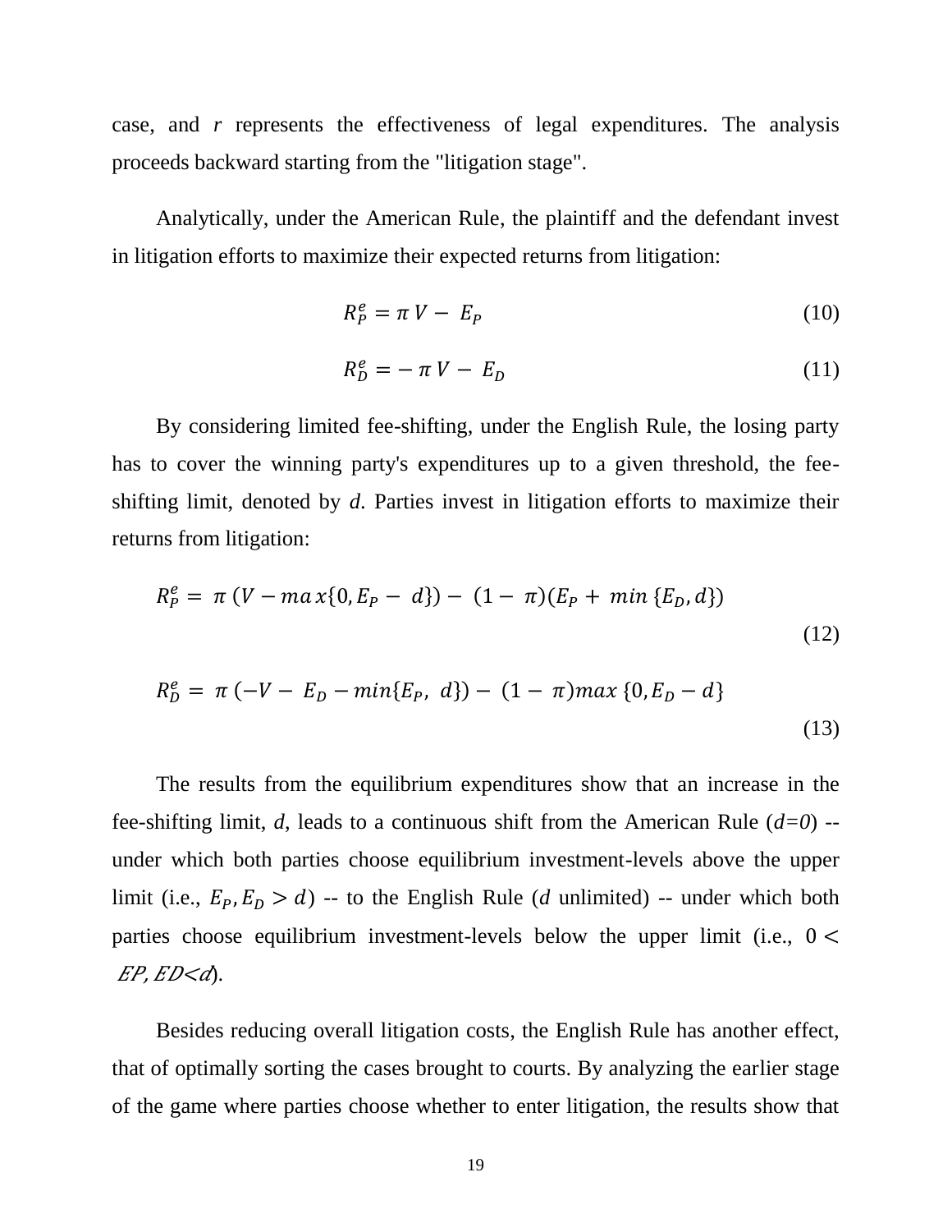case, and $r$ represents the effectiveness of legal expenditures. The analysis proceeds backward starting from the "litigation stage".

Analytically, under the American Rule, the plaintiff and the defendant invest in litigation efforts to maximize their expected returns from litigation:

$$R_P^e = \pi V - E_P \tag{10}$$

$$R_D^e = -\pi V - E_D \tag{11}$$

By considering limited fee-shifting, under the English Rule, the losing party has to cover the winning party's expenditures up to a given threshold, the fee-shifting limit, denoted by $d$. Parties invest in litigation efforts to maximize their returns from litigation:

$$R_P^e = \pi (V - max\{0, E_P - d\}) - (1 - \pi)(E_P + min\{E_D, d\}) \tag{12}$$

$$R_D^e = \pi (-V - E_D - min\{E_P, d\}) - (1 - \pi) max\{0, E_D - d\} \tag{13}$$

The results from the equilibrium expenditures show that an increase in the fee-shifting limit, $d$, leads to a continuous shift from the American Rule ($d=0$) -- under which both parties choose equilibrium investment-levels above the upper limit (i.e., $E_P, E_D > d$) -- to the English Rule ($d$ unlimited) -- under which both parties choose equilibrium investment-levels below the upper limit (i.e., $0 < EP, ED < d$).

Besides reducing overall litigation costs, the English Rule has another effect, that of optimally sorting the cases brought to courts. By analyzing the earlier stage of the game where parties choose whether to enter litigation, the results show that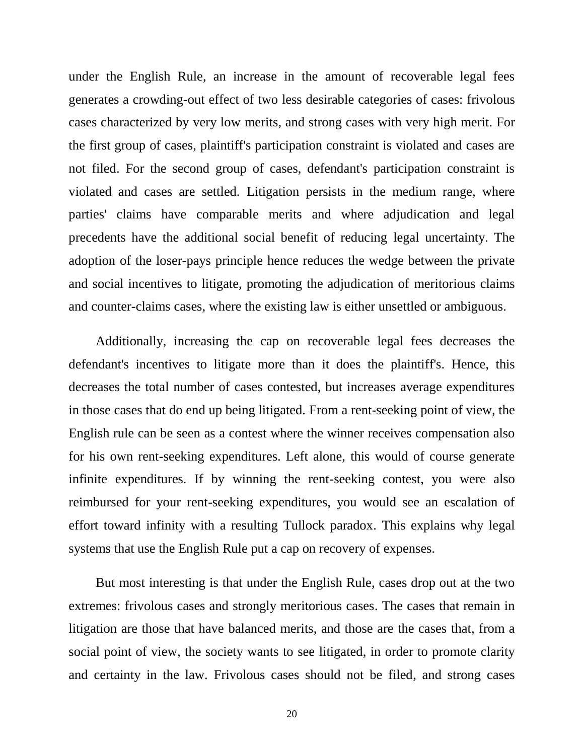under the English Rule, an increase in the amount of recoverable legal fees generates a crowding-out effect of two less desirable categories of cases: frivolous cases characterized by very low merits, and strong cases with very high merit. For the first group of cases, plaintiff's participation constraint is violated and cases are not filed. For the second group of cases, defendant's participation constraint is violated and cases are settled. Litigation persists in the medium range, where parties' claims have comparable merits and where adjudication and legal precedents have the additional social benefit of reducing legal uncertainty. The adoption of the loser-pays principle hence reduces the wedge between the private and social incentives to litigate, promoting the adjudication of meritorious claims and counter-claims cases, where the existing law is either unsettled or ambiguous.

Additionally, increasing the cap on recoverable legal fees decreases the defendant's incentives to litigate more than it does the plaintiff's. Hence, this decreases the total number of cases contested, but increases average expenditures in those cases that do end up being litigated. From a rent-seeking point of view, the English rule can be seen as a contest where the winner receives compensation also for his own rent-seeking expenditures. Left alone, this would of course generate infinite expenditures. If by winning the rent-seeking contest, you were also reimbursed for your rent-seeking expenditures, you would see an escalation of effort toward infinity with a resulting Tullock paradox. This explains why legal systems that use the English Rule put a cap on recovery of expenses.

But most interesting is that under the English Rule, cases drop out at the two extremes: frivolous cases and strongly meritorious cases. The cases that remain in litigation are those that have balanced merits, and those are the cases that, from a social point of view, the society wants to see litigated, in order to promote clarity and certainty in the law. Frivolous cases should not be filed, and strong cases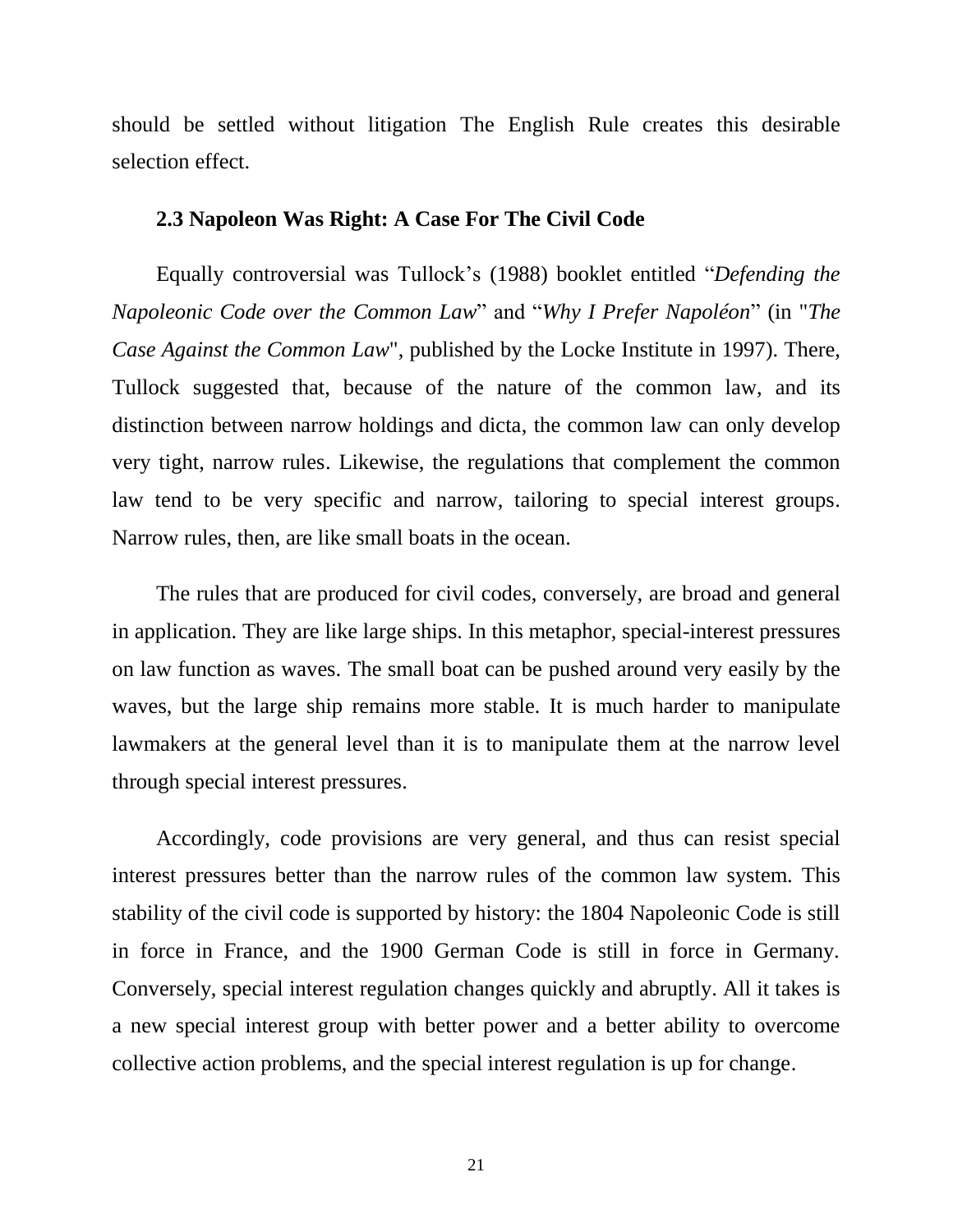should be settled without litigation The English Rule creates this desirable selection effect.

### 2.3 Napoleon Was Right: A Case For The Civil Code

Equally controversial was Tullock's (1988) booklet entitled "*Defending the Napoleonic Code over the Common Law*" and "*Why I Prefer Napoléon*" (in "*The Case Against the Common Law*", published by the Locke Institute in 1997). There, Tullock suggested that, because of the nature of the common law, and its distinction between narrow holdings and dicta, the common law can only develop very tight, narrow rules. Likewise, the regulations that complement the common law tend to be very specific and narrow, tailoring to special interest groups. Narrow rules, then, are like small boats in the ocean.

The rules that are produced for civil codes, conversely, are broad and general in application. They are like large ships. In this metaphor, special-interest pressures on law function as waves. The small boat can be pushed around very easily by the waves, but the large ship remains more stable. It is much harder to manipulate lawmakers at the general level than it is to manipulate them at the narrow level through special interest pressures.

Accordingly, code provisions are very general, and thus can resist special interest pressures better than the narrow rules of the common law system. This stability of the civil code is supported by history: the 1804 Napoleonic Code is still in force in France, and the 1900 German Code is still in force in Germany. Conversely, special interest regulation changes quickly and abruptly. All it takes is a new special interest group with better power and a better ability to overcome collective action problems, and the special interest regulation is up for change.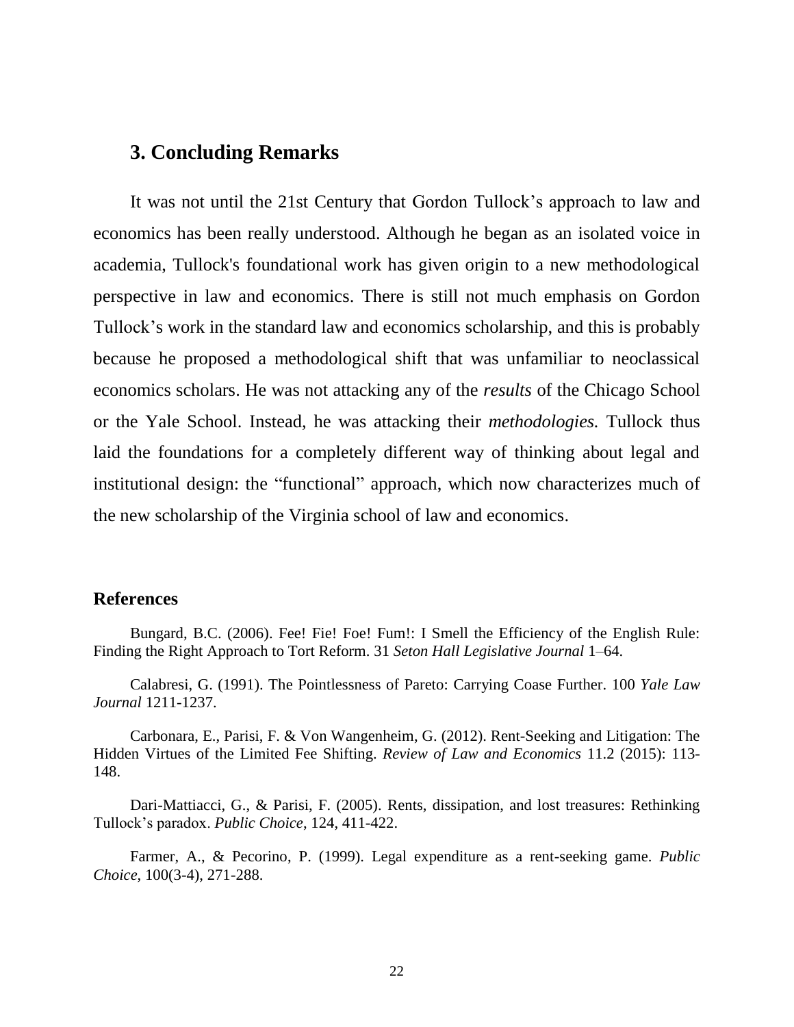## 3. Concluding Remarks

It was not until the 21st Century that Gordon Tullock's approach to law and economics has been really understood. Although he began as an isolated voice in academia, Tullock's foundational work has given origin to a new methodological perspective in law and economics. There is still not much emphasis on Gordon Tullock's work in the standard law and economics scholarship, and this is probably because he proposed a methodological shift that was unfamiliar to neoclassical economics scholars. He was not attacking any of the *results* of the Chicago School or the Yale School. Instead, he was attacking their *methodologies*. Tullock thus laid the foundations for a completely different way of thinking about legal and institutional design: the "functional" approach, which now characterizes much of the new scholarship of the Virginia school of law and economics.

### References

Bungard, B.C. (2006). Fee! Fie! Foe! Fum!: I Smell the Efficiency of the English Rule: Finding the Right Approach to Tort Reform. 31 *Seton Hall Legislative Journal* 1–64.

Calabresi, G. (1991). The Pointlessness of Pareto: Carrying Coase Further. 100 *Yale Law Journal* 1211-1237.

Carbonara, E., Parisi, F. & Von Wangenheim, G. (2012). Rent-Seeking and Litigation: The Hidden Virtues of the Limited Fee Shifting. *Review of Law and Economics* 11.2 (2015): 113-148.

Dari-Mattiacci, G., & Parisi, F. (2005). Rents, dissipation, and lost treasures: Rethinking Tullock's paradox. *Public Choice*, 124, 411-422.

Farmer, A., & Pecorino, P. (1999). Legal expenditure as a rent-seeking game. *Public Choice*, 100(3-4), 271-288.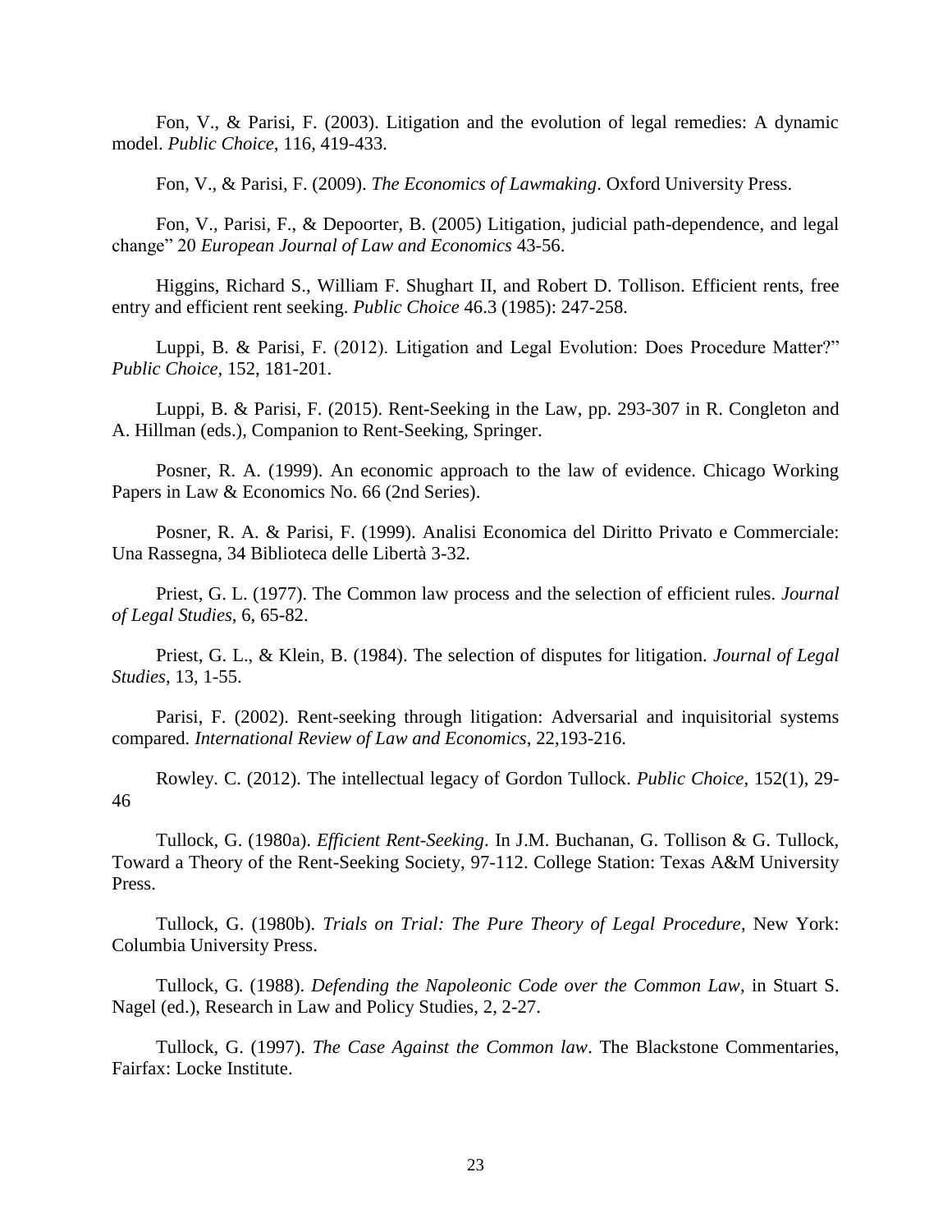Fon, V., & Parisi, F. (2003). Litigation and the evolution of legal remedies: A dynamic model. *Public Choice*, 116, 419-433.

Fon, V., & Parisi, F. (2009). *The Economics of Lawmaking*. Oxford University Press.

Fon, V., Parisi, F., & Depoorter, B. (2005) Litigation, judicial path-dependence, and legal change" 20 *European Journal of Law and Economics* 43-56.

Higgins, Richard S., William F. Shughart II, and Robert D. Tollison. Efficient rents, free entry and efficient rent seeking. *Public Choice* 46.3 (1985): 247-258.

Luppi, B. & Parisi, F. (2012). Litigation and Legal Evolution: Does Procedure Matter?" *Public Choice*, 152, 181-201.

Luppi, B. & Parisi, F. (2015). Rent-Seeking in the Law, pp. 293-307 in R. Congleton and A. Hillman (eds.), Companion to Rent-Seeking, Springer.

Posner, R. A. (1999). An economic approach to the law of evidence. Chicago Working Papers in Law & Economics No. 66 (2nd Series).

Posner, R. A. & Parisi, F. (1999). Analisi Economica del Diritto Privato e Commerciale: Una Rassegna, 34 Biblioteca delle Libertà 3-32.

Priest, G. L. (1977). The Common law process and the selection of efficient rules. *Journal of Legal Studies*, 6, 65-82.

Priest, G. L., & Klein, B. (1984). The selection of disputes for litigation. *Journal of Legal Studies*, 13, 1-55.

Parisi, F. (2002). Rent-seeking through litigation: Adversarial and inquisitorial systems compared. *International Review of Law and Economics*, 22,193-216.

Rowley. C. (2012). The intellectual legacy of Gordon Tullock. *Public Choice*, 152(1), 29-46

Tullock, G. (1980a). *Efficient Rent-Seeking*. In J.M. Buchanan, G. Tollison & G. Tullock, Toward a Theory of the Rent-Seeking Society, 97-112. College Station: Texas A&M University Press.

Tullock, G. (1980b). *Trials on Trial: The Pure Theory of Legal Procedure*, New York: Columbia University Press.

Tullock, G. (1988). *Defending the Napoleonic Code over the Common Law*, in Stuart S. Nagel (ed.), Research in Law and Policy Studies, 2, 2-27.

Tullock, G. (1997). *The Case Against the Common law*. The Blackstone Commentaries, Fairfax: Locke Institute.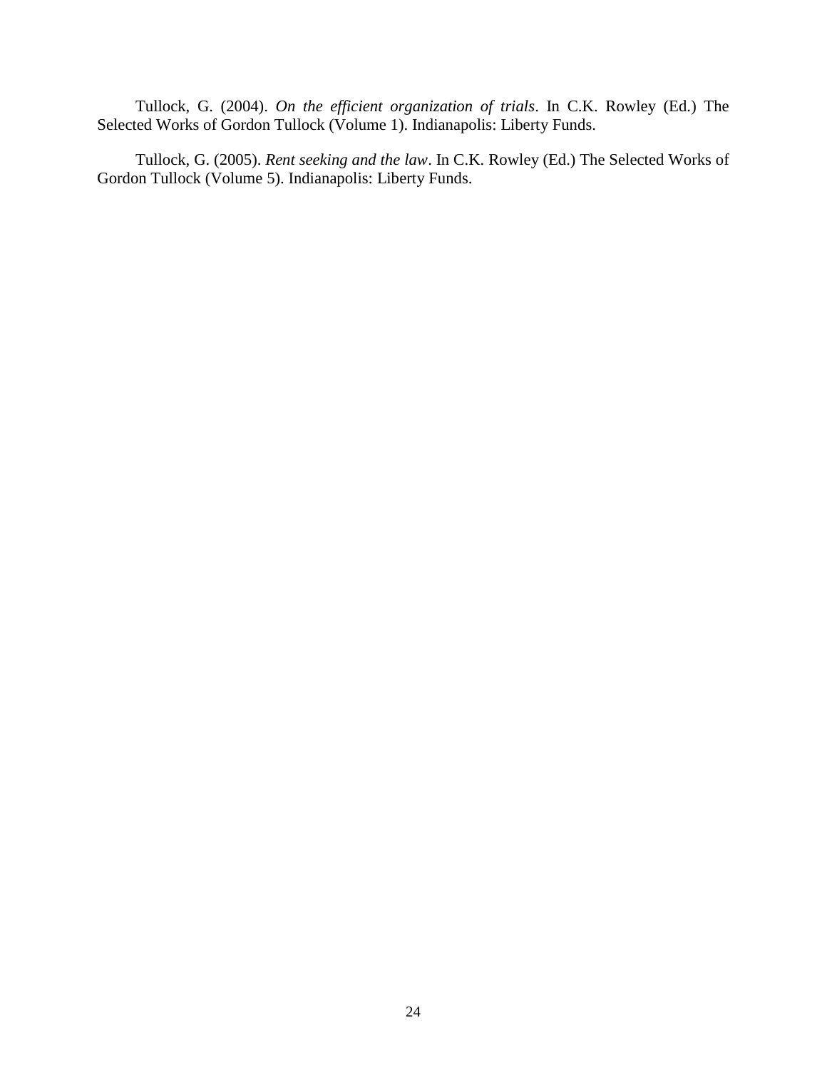Tullock, G. (2004). *On the efficient organization of trials*. In C.K. Rowley (Ed.) The Selected Works of Gordon Tullock (Volume 1). Indianapolis: Liberty Funds.

Tullock, G. (2005). *Rent seeking and the law*. In C.K. Rowley (Ed.) The Selected Works of Gordon Tullock (Volume 5). Indianapolis: Liberty Funds.